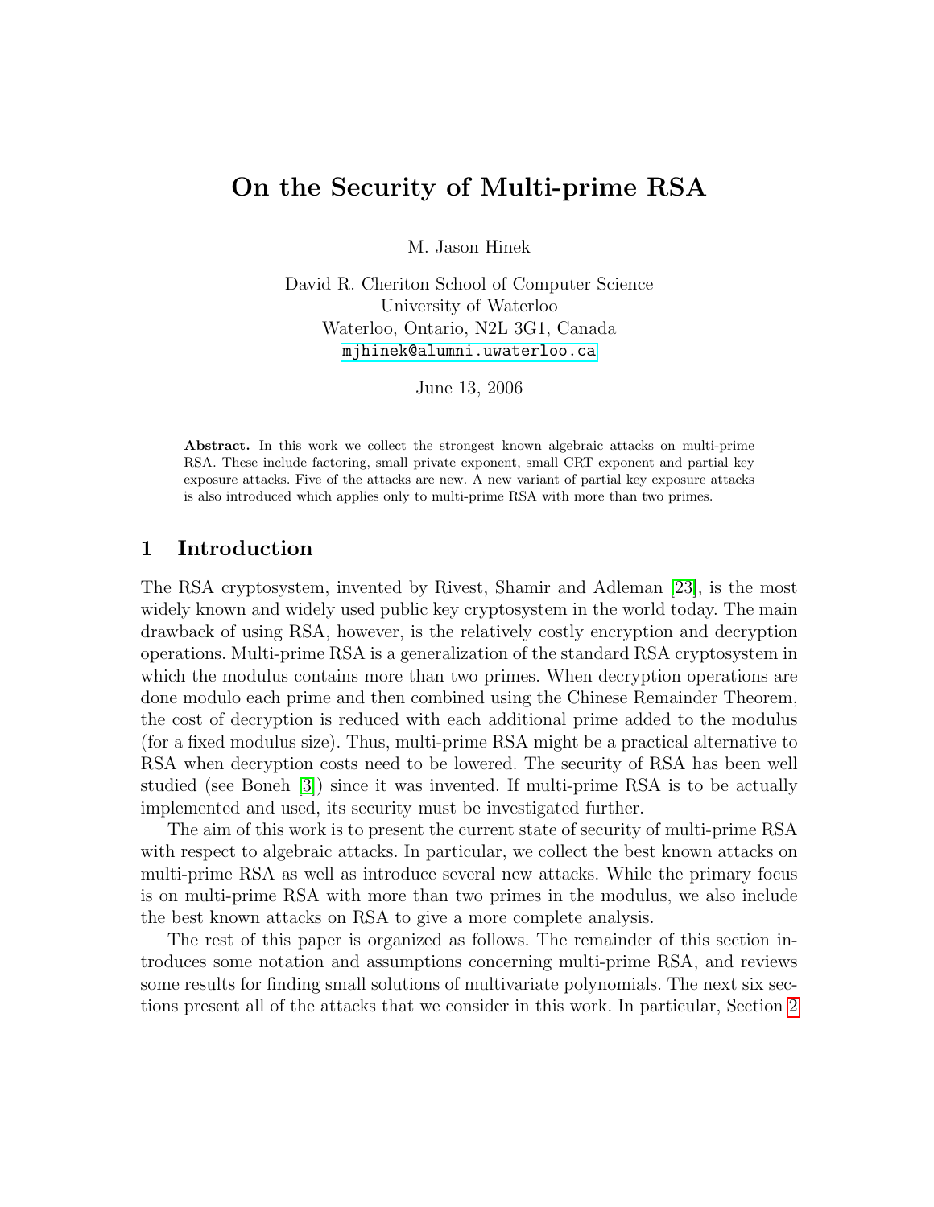# On the Security of Multi-prime RSA

M. Jason Hinek

David R. Cheriton School of Computer Science
University of Waterloo
Waterloo, Ontario, N2L 3G1, Canada
mjhinek@alumni.uwaterloo.ca

June 13, 2006

**Abstract.** In this work we collect the strongest known algebraic attacks on multi-prime RSA. These include factoring, small private exponent, small CRT exponent and partial key exposure attacks. Five of the attacks are new. A new variant of partial key exposure attacks is also introduced which applies only to multi-prime RSA with more than two primes.

## 1 Introduction

The RSA cryptosystem, invented by Rivest, Shamir and Adleman [23], is the most widely known and widely used public key cryptosystem in the world today. The main drawback of using RSA, however, is the relatively costly encryption and decryption operations. Multi-prime RSA is a generalization of the standard RSA cryptosystem in which the modulus contains more than two primes. When decryption operations are done modulo each prime and then combined using the Chinese Remainder Theorem, the cost of decryption is reduced with each additional prime added to the modulus (for a fixed modulus size). Thus, multi-prime RSA might be a practical alternative to RSA when decryption costs need to be lowered. The security of RSA has been well studied (see Boneh [3]) since it was invented. If multi-prime RSA is to be actually implemented and used, its security must be investigated further.

The aim of this work is to present the current state of security of multi-prime RSA with respect to algebraic attacks. In particular, we collect the best known attacks on multi-prime RSA as well as introduce several new attacks. While the primary focus is on multi-prime RSA with more than two primes in the modulus, we also include the best known attacks on RSA to give a more complete analysis.

The rest of this paper is organized as follows. The remainder of this section introduces some notation and assumptions concerning multi-prime RSA, and reviews some results for finding small solutions of multivariate polynomials. The next six sections present all of the attacks that we consider in this work. In particular, Section 2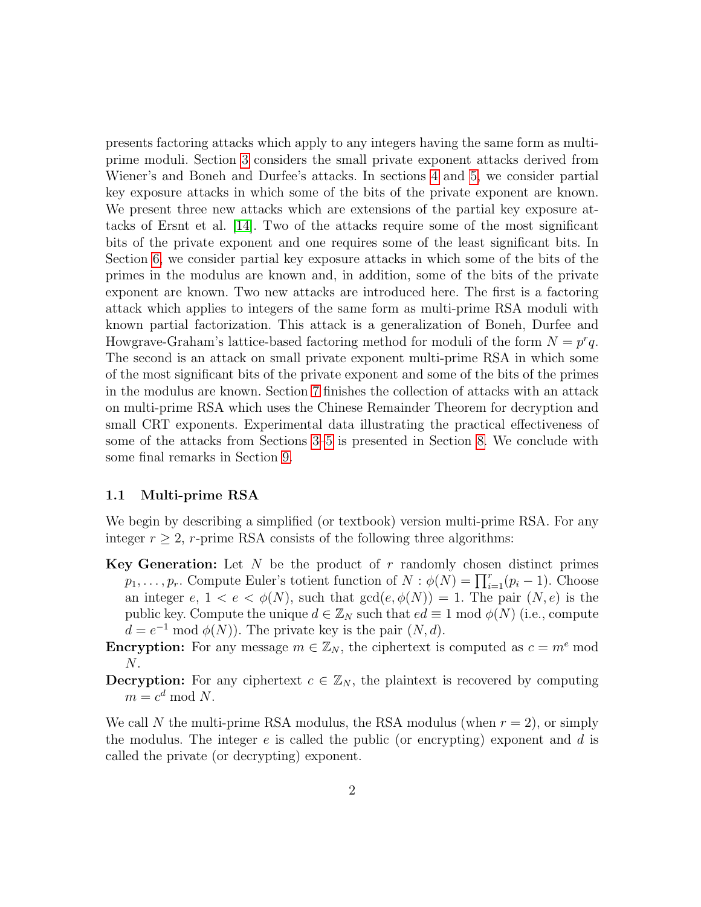presents factoring attacks which apply to any integers having the same form as multi-prime moduli. Section 3 considers the small private exponent attacks derived from Wiener's and Boneh and Durfee's attacks. In sections 4 and 5, we consider partial key exposure attacks in which some of the bits of the private exponent are known. We present three new attacks which are extensions of the partial key exposure attacks of Ersnt et al. [14]. Two of the attacks require some of the most significant bits of the private exponent and one requires some of the least significant bits. In Section 6, we consider partial key exposure attacks in which some of the bits of the primes in the modulus are known and, in addition, some of the bits of the private exponent are known. Two new attacks are introduced here. The first is a factoring attack which applies to integers of the same form as multi-prime RSA moduli with known partial factorization. This attack is a generalization of Boneh, Durfee and Howgrave-Graham's lattice-based factoring method for moduli of the form $N = p^r q$. The second is an attack on small private exponent multi-prime RSA in which some of the most significant bits of the private exponent and some of the bits of the primes in the modulus are known. Section 7 finishes the collection of attacks with an attack on multi-prime RSA which uses the Chinese Remainder Theorem for decryption and small CRT exponents. Experimental data illustrating the practical effectiveness of some of the attacks from Sections 3–5 is presented in Section 8. We conclude with some final remarks in Section 9.

### 1.1 Multi-prime RSA

We begin by describing a simplified (or textbook) version multi-prime RSA. For any integer $r \geq 2$, $r$-prime RSA consists of the following three algorithms:

**Key Generation:** Let $N$ be the product of $r$ randomly chosen distinct primes $p_1, \ldots, p_r$. Compute Euler's totient function of $N$ : $\phi(N) = \prod_{i=1}^{r}(p_i - 1)$. Choose an integer $e$, $1 < e < \phi(N)$, such that $\gcd(e, \phi(N)) = 1$. The pair $(N, e)$ is the public key. Compute the unique $d \in \mathbb{Z}_N$ such that $ed \equiv 1 \bmod \phi(N)$ (i.e., compute $d = e^{-1} \bmod \phi(N)$). The private key is the pair $(N, d)$.

**Encryption:** For any message $m \in \mathbb{Z}_N$, the ciphertext is computed as $c = m^e \bmod N$.

**Decryption:** For any ciphertext $c \in \mathbb{Z}_N$, the plaintext is recovered by computing $m = c^d \bmod N$.

We call $N$ the multi-prime RSA modulus, the RSA modulus (when $r = 2$), or simply the modulus. The integer $e$ is called the public (or encrypting) exponent and $d$ is called the private (or decrypting) exponent.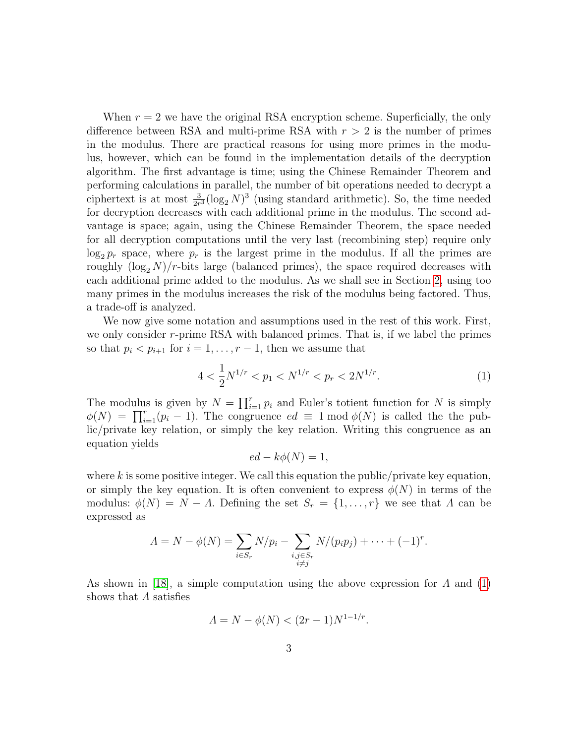When $r = 2$ we have the original RSA encryption scheme. Superficially, the only difference between RSA and multi-prime RSA with $r > 2$ is the number of primes in the modulus. There are practical reasons for using more primes in the modulus, however, which can be found in the implementation details of the decryption algorithm. The first advantage is time; using the Chinese Remainder Theorem and performing calculations in parallel, the number of bit operations needed to decrypt a ciphertext is at most $\frac{3}{2r^3}(\log_2 N)^3$ (using standard arithmetic). So, the time needed for decryption decreases with each additional prime in the modulus. The second advantage is space; again, using the Chinese Remainder Theorem, the space needed for all decryption computations until the very last (recombining step) require only $\log_2 p_r$ space, where $p_r$ is the largest prime in the modulus. If all the primes are roughly $(\log_2 N)/r$-bits large (balanced primes), the space required decreases with each additional prime added to the modulus. As we shall see in Section 2, using too many primes in the modulus increases the risk of the modulus being factored. Thus, a trade-off is analyzed.

We now give some notation and assumptions used in the rest of this work. First, we only consider $r$-prime RSA with balanced primes. That is, if we label the primes so that $p_i < p_{i+1}$ for $i = 1, \ldots, r-1$, then we assume that

$$4 < \frac{1}{2}N^{1/r} < p_1 < N^{1/r} < p_r < 2N^{1/r}. \tag{1}$$

The modulus is given by $N = \prod_{i=1}^{r} p_i$ and Euler's totient function for $N$ is simply $\phi(N) = \prod_{i=1}^{r}(p_i - 1)$. The congruence $ed \equiv 1 \bmod \phi(N)$ is called the the public/private key relation, or simply the key relation. Writing this congruence as an equation yields

$$ed - k\phi(N) = 1,$$

where $k$ is some positive integer. We call this equation the public/private key equation, or simply the key equation. It is often convenient to express $\phi(N)$ in terms of the modulus: $\phi(N) = N - \Lambda$. Defining the set $S_r = \{1, \ldots, r\}$ we see that $\Lambda$ can be expressed as

$$\Lambda = N - \phi(N) = \sum_{i \in S_r} N/p_i - \sum_{\substack{i,j \in S_r \\ i \neq j}} N/(p_i p_j) + \cdots + (-1)^r.$$

As shown in [18], a simple computation using the above expression for $\Lambda$ and (1) shows that $\Lambda$ satisfies

$$\Lambda = N - \phi(N) < (2r - 1)N^{1-1/r}.$$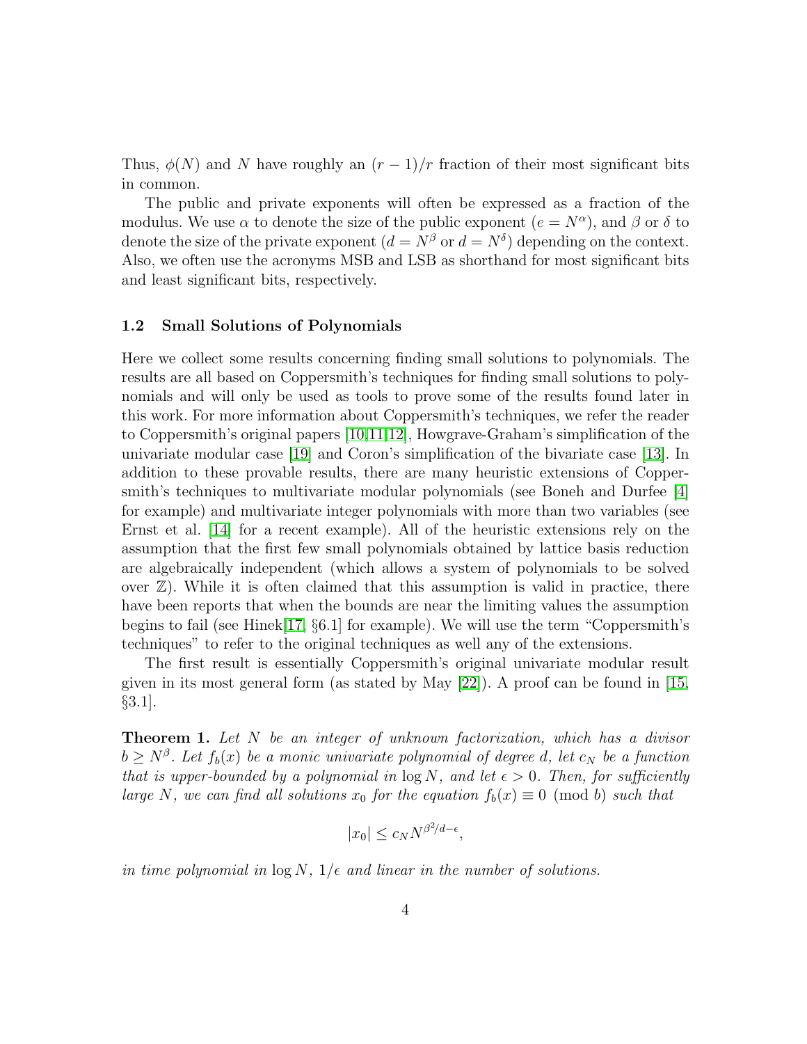Thus, $\phi(N)$ and $N$ have roughly an $(r-1)/r$ fraction of their most significant bits in common.

The public and private exponents will often be expressed as a fraction of the modulus. We use $\alpha$ to denote the size of the public exponent ($e = N^{\alpha}$), and $\beta$ or $\delta$ to denote the size of the private exponent ($d = N^{\beta}$ or $d = N^{\delta}$) depending on the context. Also, we often use the acronyms MSB and LSB as shorthand for most significant bits and least significant bits, respectively.

### 1.2 Small Solutions of Polynomials

Here we collect some results concerning finding small solutions to polynomials. The results are all based on Coppersmith's techniques for finding small solutions to polynomials and will only be used as tools to prove some of the results found later in this work. For more information about Coppersmith's techniques, we refer the reader to Coppersmith's original papers [10,11,12], Howgrave-Graham's simplification of the univariate modular case [19] and Coron's simplification of the bivariate case [13]. In addition to these provable results, there are many heuristic extensions of Coppersmith's techniques to multivariate modular polynomials (see Boneh and Durfee [4] for example) and multivariate integer polynomials with more than two variables (see Ernst et al. [14] for a recent example). All of the heuristic extensions rely on the assumption that the first few small polynomials obtained by lattice basis reduction are algebraically independent (which allows a system of polynomials to be solved over $\mathbb{Z}$). While it is often claimed that this assumption is valid in practice, there have been reports that when the bounds are near the limiting values the assumption begins to fail (see Hinek[17, §6.1] for example). We will use the term "Coppersmith's techniques" to refer to the original techniques as well any of the extensions.

The first result is essentially Coppersmith's original univariate modular result given in its most general form (as stated by May [22]). A proof can be found in [15, §3.1].

**Theorem 1.** *Let $N$ be an integer of unknown factorization, which has a divisor $b \geq N^{\beta}$. Let $f_b(x)$ be a monic univariate polynomial of degree $d$, let $c_N$ be a function that is upper-bounded by a polynomial in $\log N$, and let $\epsilon > 0$. Then, for sufficiently large $N$, we can find all solutions $x_0$ for the equation $f_b(x) \equiv 0 \pmod{b}$ such that*

$$|x_0| \leq c_N N^{\beta^2/d - \epsilon},$$

*in time polynomial in $\log N$, $1/\epsilon$ and linear in the number of solutions.*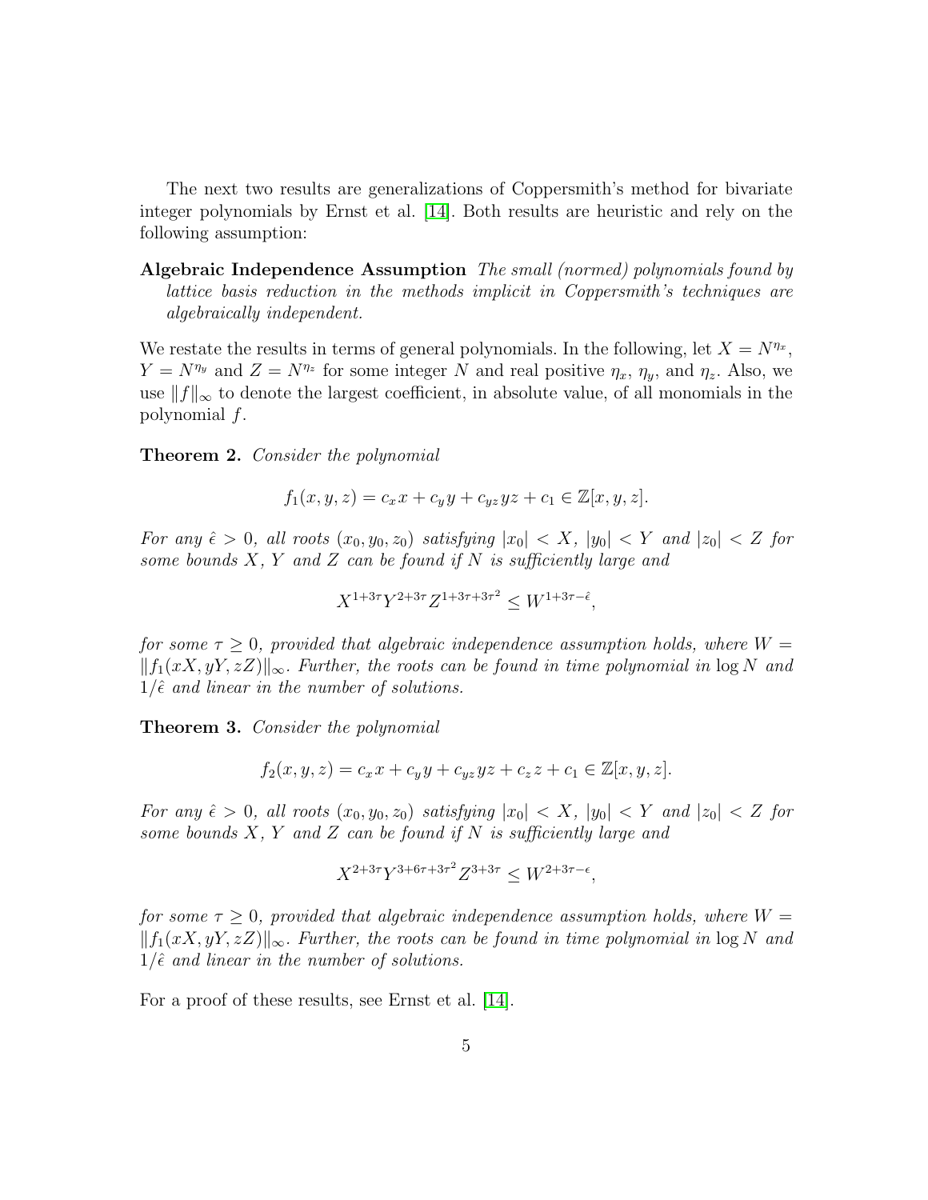The next two results are generalizations of Coppersmith's method for bivariate integer polynomials by Ernst et al. [14]. Both results are heuristic and rely on the following assumption:

**Algebraic Independence Assumption** *The small (normed) polynomials found by lattice basis reduction in the methods implicit in Coppersmith's techniques are algebraically independent.*

We restate the results in terms of general polynomials. In the following, let $X = N^{\eta_x}$, $Y = N^{\eta_y}$ and $Z = N^{\eta_z}$ for some integer $N$ and real positive $\eta_x$, $\eta_y$, and $\eta_z$. Also, we use $\|f\|_\infty$ to denote the largest coefficient, in absolute value, of all monomials in the polynomial $f$.

**Theorem 2.** *Consider the polynomial*

$$f_1(x, y, z) = c_x x + c_y y + c_{yz} yz + c_1 \in \mathbb{Z}[x, y, z].$$

*For any $\hat{\epsilon} > 0$, all roots $(x_0, y_0, z_0)$ satisfying $|x_0| < X$, $|y_0| < Y$ and $|z_0| < Z$ for some bounds $X$, $Y$ and $Z$ can be found if $N$ is sufficiently large and*

$$X^{1+3\tau} Y^{2+3\tau} Z^{1+3\tau+3\tau^2} \leq W^{1+3\tau-\hat{\epsilon}},$$

*for some $\tau \geq 0$, provided that algebraic independence assumption holds, where $W = \|f_1(xX, yY, zZ)\|_\infty$. Further, the roots can be found in time polynomial in $\log N$ and $1/\hat{\epsilon}$ and linear in the number of solutions.*

**Theorem 3.** *Consider the polynomial*

$$f_2(x, y, z) = c_x x + c_y y + c_{yz} yz + c_z z + c_1 \in \mathbb{Z}[x, y, z].$$

*For any $\hat{\epsilon} > 0$, all roots $(x_0, y_0, z_0)$ satisfying $|x_0| < X$, $|y_0| < Y$ and $|z_0| < Z$ for some bounds $X$, $Y$ and $Z$ can be found if $N$ is sufficiently large and*

$$X^{2+3\tau} Y^{3+6\tau+3\tau^2} Z^{3+3\tau} \leq W^{2+3\tau-\epsilon},$$

*for some $\tau \geq 0$, provided that algebraic independence assumption holds, where $W = \|f_1(xX, yY, zZ)\|_\infty$. Further, the roots can be found in time polynomial in $\log N$ and $1/\hat{\epsilon}$ and linear in the number of solutions.*

For a proof of these results, see Ernst et al. [14].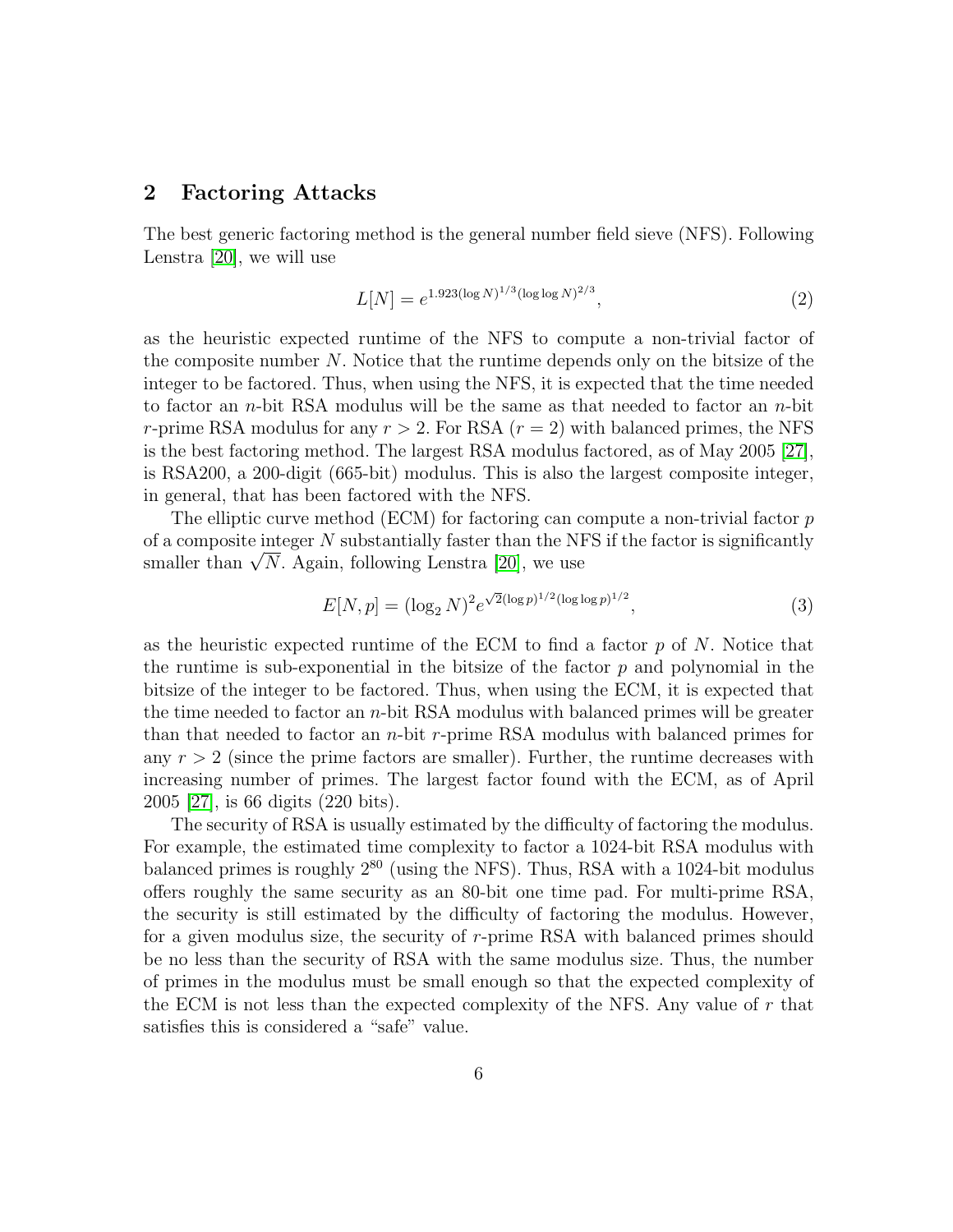## 2 Factoring Attacks

The best generic factoring method is the general number field sieve (NFS). Following Lenstra [20], we will use

$$L[N] = e^{1.923(\log N)^{1/3}(\log\log N)^{2/3}}, \tag{2}$$

as the heuristic expected runtime of the NFS to compute a non-trivial factor of the composite number $N$. Notice that the runtime depends only on the bitsize of the integer to be factored. Thus, when using the NFS, it is expected that the time needed to factor an $n$-bit RSA modulus will be the same as that needed to factor an $n$-bit $r$-prime RSA modulus for any $r > 2$. For RSA ($r = 2$) with balanced primes, the NFS is the best factoring method. The largest RSA modulus factored, as of May 2005 [27], is RSA200, a 200-digit (665-bit) modulus. This is also the largest composite integer, in general, that has been factored with the NFS.

The elliptic curve method (ECM) for factoring can compute a non-trivial factor $p$ of a composite integer $N$ substantially faster than the NFS if the factor is significantly smaller than $\sqrt{N}$. Again, following Lenstra [20], we use

$$E[N, p] = (\log_2 N)^2 e^{\sqrt{2}(\log p)^{1/2}(\log\log p)^{1/2}}, \tag{3}$$

as the heuristic expected runtime of the ECM to find a factor $p$ of $N$. Notice that the runtime is sub-exponential in the bitsize of the factor $p$ and polynomial in the bitsize of the integer to be factored. Thus, when using the ECM, it is expected that the time needed to factor an $n$-bit RSA modulus with balanced primes will be greater than that needed to factor an $n$-bit $r$-prime RSA modulus with balanced primes for any $r > 2$ (since the prime factors are smaller). Further, the runtime decreases with increasing number of primes. The largest factor found with the ECM, as of April 2005 [27], is 66 digits (220 bits).

The security of RSA is usually estimated by the difficulty of factoring the modulus. For example, the estimated time complexity to factor a 1024-bit RSA modulus with balanced primes is roughly $2^{80}$ (using the NFS). Thus, RSA with a 1024-bit modulus offers roughly the same security as an 80-bit one time pad. For multi-prime RSA, the security is still estimated by the difficulty of factoring the modulus. However, for a given modulus size, the security of $r$-prime RSA with balanced primes should be no less than the security of RSA with the same modulus size. Thus, the number of primes in the modulus must be small enough so that the expected complexity of the ECM is not less than the expected complexity of the NFS. Any value of $r$ that satisfies this is considered a "safe" value.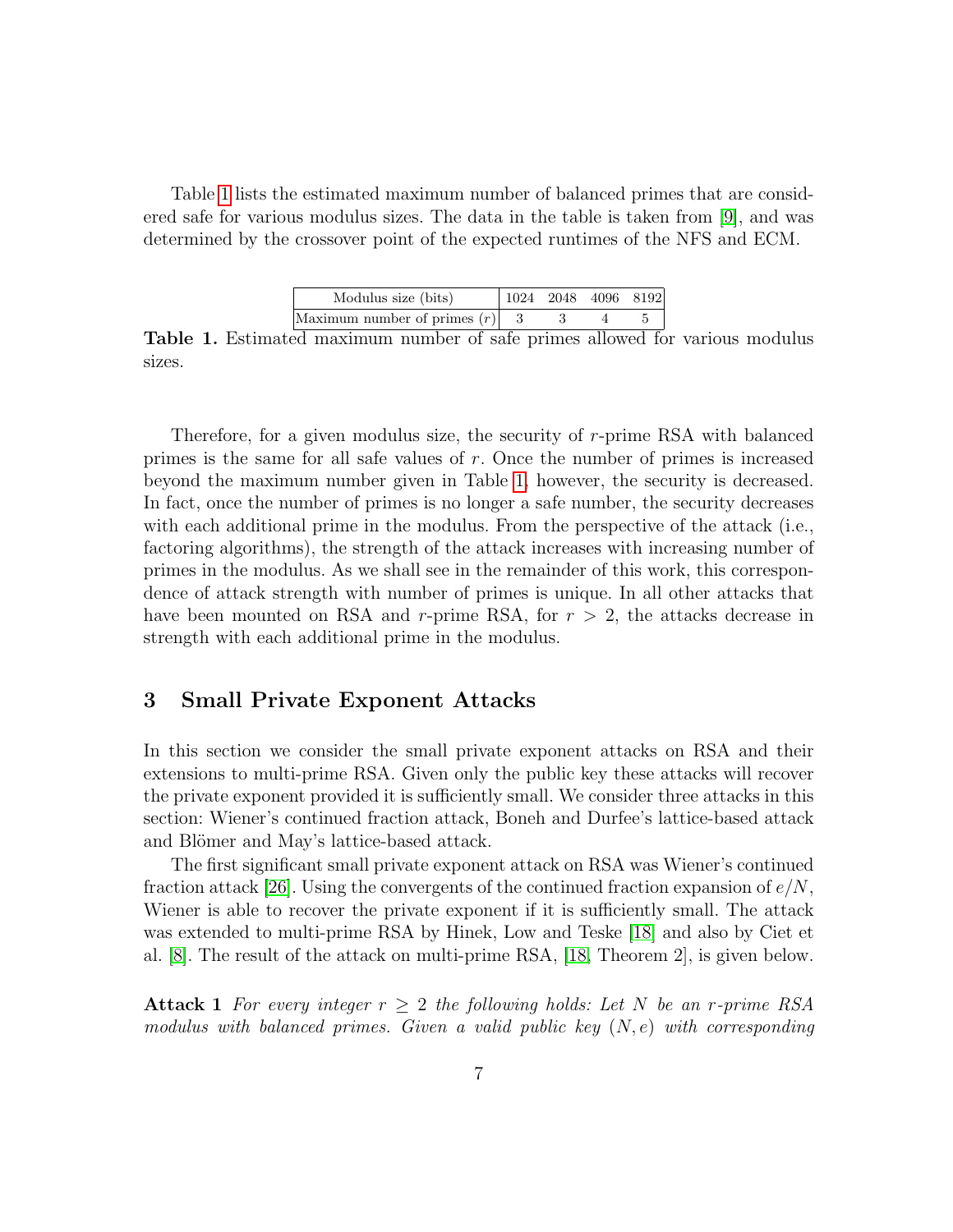Table 1 lists the estimated maximum number of balanced primes that are considered safe for various modulus sizes. The data in the table is taken from [9], and was determined by the crossover point of the expected runtimes of the NFS and ECM.

| Modulus size (bits) | 1024 | 2048 | 4096 | 8192 |
|---|---|---|---|---|
| Maximum number of primes ($r$) | 3 | 3 | 4 | 5 |

**Table 1.** Estimated maximum number of safe primes allowed for various modulus sizes.

Therefore, for a given modulus size, the security of $r$-prime RSA with balanced primes is the same for all safe values of $r$. Once the number of primes is increased beyond the maximum number given in Table 1, however, the security is decreased. In fact, once the number of primes is no longer a safe number, the security decreases with each additional prime in the modulus. From the perspective of the attack (i.e., factoring algorithms), the strength of the attack increases with increasing number of primes in the modulus. As we shall see in the remainder of this work, this correspondence of attack strength with number of primes is unique. In all other attacks that have been mounted on RSA and $r$-prime RSA, for $r > 2$, the attacks decrease in strength with each additional prime in the modulus.

## 3 Small Private Exponent Attacks

In this section we consider the small private exponent attacks on RSA and their extensions to multi-prime RSA. Given only the public key these attacks will recover the private exponent provided it is sufficiently small. We consider three attacks in this section: Wiener's continued fraction attack, Boneh and Durfee's lattice-based attack and Blömer and May's lattice-based attack.

The first significant small private exponent attack on RSA was Wiener's continued fraction attack [26]. Using the convergents of the continued fraction expansion of $e/N$, Wiener is able to recover the private exponent if it is sufficiently small. The attack was extended to multi-prime RSA by Hinek, Low and Teske [18] and also by Ciet et al. [8]. The result of the attack on multi-prime RSA, [18, Theorem 2], is given below.

**Attack 1** *For every integer $r \geq 2$ the following holds: Let $N$ be an $r$-prime RSA modulus with balanced primes. Given a valid public key $(N, e)$ with corresponding*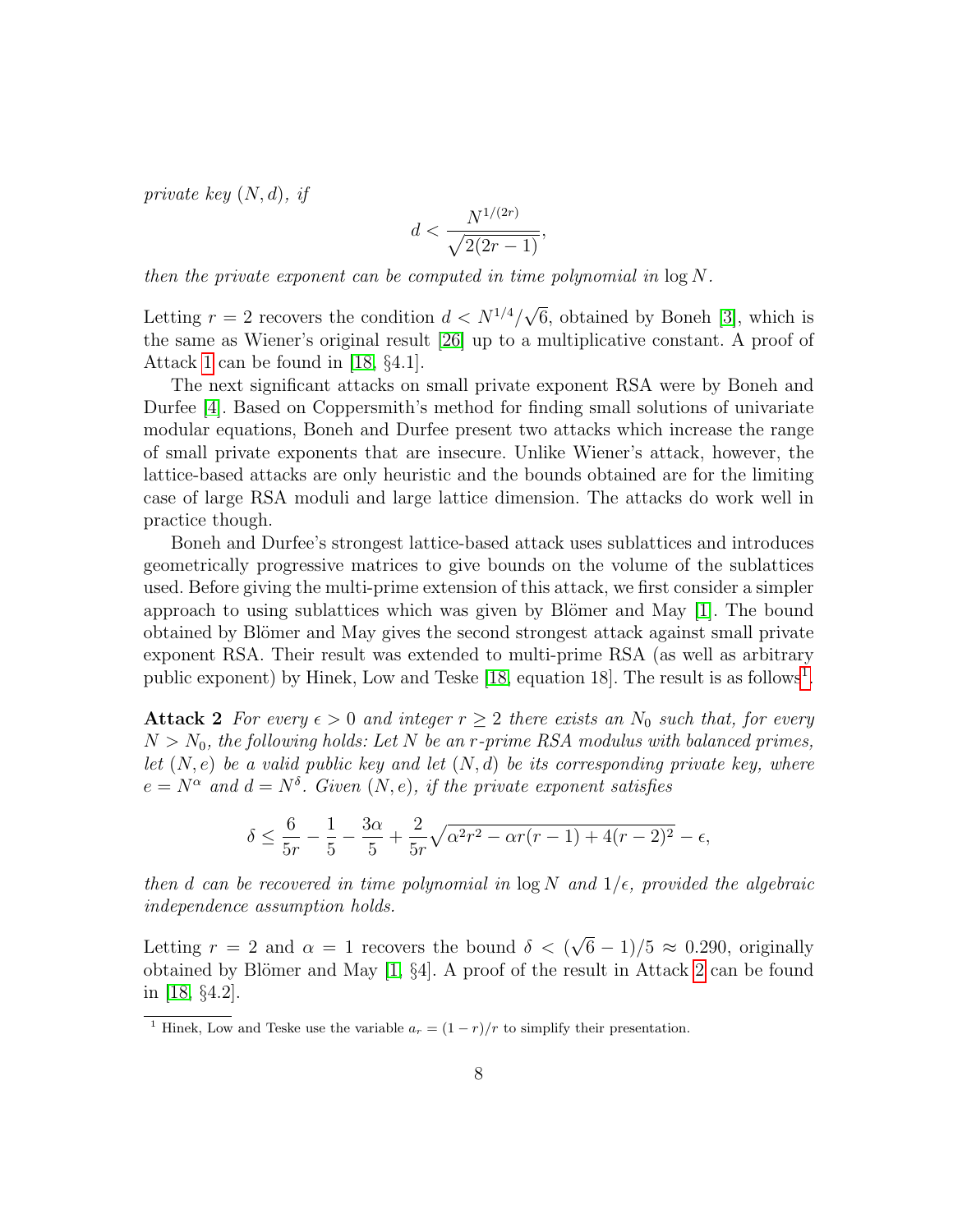*private key* $(N, d)$*, if*

$$d < \frac{N^{1/(2r)}}{\sqrt{2(2r-1)}},$$

*then the private exponent can be computed in time polynomial in* $\log N$*.*

Letting $r = 2$ recovers the condition $d < N^{1/4}/\sqrt{6}$, obtained by Boneh [3], which is the same as Wiener's original result [26] up to a multiplicative constant. A proof of Attack 1 can be found in [18, §4.1].

The next significant attacks on small private exponent RSA were by Boneh and Durfee [4]. Based on Coppersmith's method for finding small solutions of univariate modular equations, Boneh and Durfee present two attacks which increase the range of small private exponents that are insecure. Unlike Wiener's attack, however, the lattice-based attacks are only heuristic and the bounds obtained are for the limiting case of large RSA moduli and large lattice dimension. The attacks do work well in practice though.

Boneh and Durfee's strongest lattice-based attack uses sublattices and introduces geometrically progressive matrices to give bounds on the volume of the sublattices used. Before giving the multi-prime extension of this attack, we first consider a simpler approach to using sublattices which was given by Blömer and May [1]. The bound obtained by Blömer and May gives the second strongest attack against small private exponent RSA. Their result was extended to multi-prime RSA (as well as arbitrary public exponent) by Hinek, Low and Teske [18, equation 18]. The result is as follows[1].

**Attack 2** *For every* $\epsilon > 0$ *and integer* $r \geq 2$ *there exists an* $N_0$ *such that, for every* $N > N_0$*, the following holds: Let* $N$ *be an* $r$*-prime RSA modulus with balanced primes, let* $(N, e)$ *be a valid public key and let* $(N, d)$ *be its corresponding private key, where* $e = N^\alpha$ *and* $d = N^\delta$*. Given* $(N, e)$*, if the private exponent satisfies*

$$\delta \leq \frac{6}{5r} - \frac{1}{5} - \frac{3\alpha}{5} + \frac{2}{5r}\sqrt{\alpha^2 r^2 - \alpha r(r-1) + 4(r-2)^2} - \epsilon,$$

*then* $d$ *can be recovered in time polynomial in* $\log N$ *and* $1/\epsilon$*, provided the algebraic independence assumption holds.*

Letting $r = 2$ and $\alpha = 1$ recovers the bound $\delta < (\sqrt{6} - 1)/5 \approx 0.290$, originally obtained by Blömer and May [1, §4]. A proof of the result in Attack 2 can be found in [18, §4.2].

[1] Hinek, Low and Teske use the variable $a_r = (1 - r)/r$ to simplify their presentation.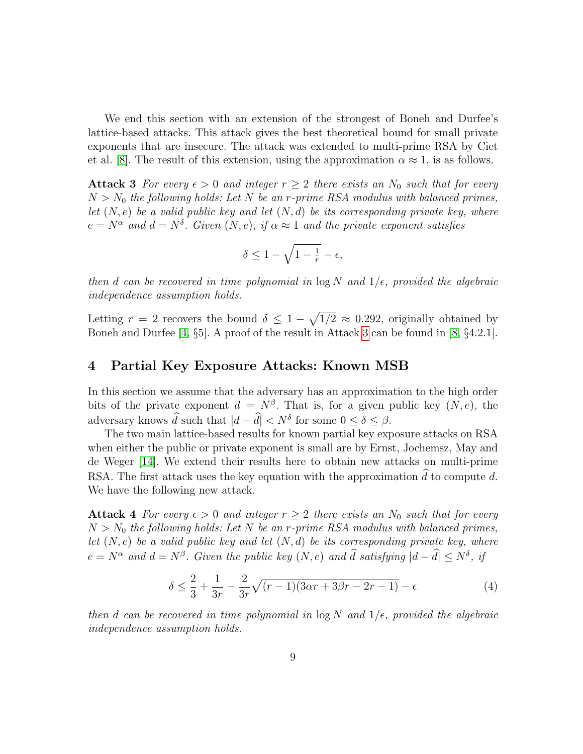We end this section with an extension of the strongest of Boneh and Durfee's lattice-based attacks. This attack gives the best theoretical bound for small private exponents that are insecure. The attack was extended to multi-prime RSA by Ciet et al. [8]. The result of this extension, using the approximation $\alpha \approx 1$, is as follows.

**Attack 3** *For every $\epsilon > 0$ and integer $r \geq 2$ there exists an $N_0$ such that for every $N > N_0$ the following holds: Let $N$ be an $r$-prime RSA modulus with balanced primes, let $(N, e)$ be a valid public key and let $(N, d)$ be its corresponding private key, where $e = N^\alpha$ and $d = N^\delta$. Given $(N, e)$, if $\alpha \approx 1$ and the private exponent satisfies*

$$\delta \leq 1 - \sqrt{1 - \tfrac{1}{r}} - \epsilon,$$

*then $d$ can be recovered in time polynomial in $\log N$ and $1/\epsilon$, provided the algebraic independence assumption holds.*

Letting $r = 2$ recovers the bound $\delta \leq 1 - \sqrt{1/2} \approx 0.292$, originally obtained by Boneh and Durfee [4, §5]. A proof of the result in Attack 3 can be found in [8, §4.2.1].

## 4 Partial Key Exposure Attacks: Known MSB

In this section we assume that the adversary has an approximation to the high order bits of the private exponent $d = N^\beta$. That is, for a given public key $(N, e)$, the adversary knows $\widehat{d}$ such that $|d - \widehat{d}| < N^\delta$ for some $0 \leq \delta \leq \beta$.

The two main lattice-based results for known partial key exposure attacks on RSA when either the public or private exponent is small are by Ernst, Jochemsz, May and de Weger [14]. We extend their results here to obtain new attacks on multi-prime RSA. The first attack uses the key equation with the approximation $\widehat{d}$ to compute $d$. We have the following new attack.

**Attack 4** *For every $\epsilon > 0$ and integer $r \geq 2$ there exists an $N_0$ such that for every $N > N_0$ the following holds: Let $N$ be an $r$-prime RSA modulus with balanced primes, let $(N, e)$ be a valid public key and let $(N, d)$ be its corresponding private key, where $e = N^\alpha$ and $d = N^\beta$. Given the public key $(N, e)$ and $\widehat{d}$ satisfying $|d - \widehat{d}| \leq N^\delta$, if*

$$\delta \leq \frac{2}{3} + \frac{1}{3r} - \frac{2}{3r}\sqrt{(r-1)(3\alpha r + 3\beta r - 2r - 1)} - \epsilon \tag{4}$$

*then $d$ can be recovered in time polynomial in $\log N$ and $1/\epsilon$, provided the algebraic independence assumption holds.*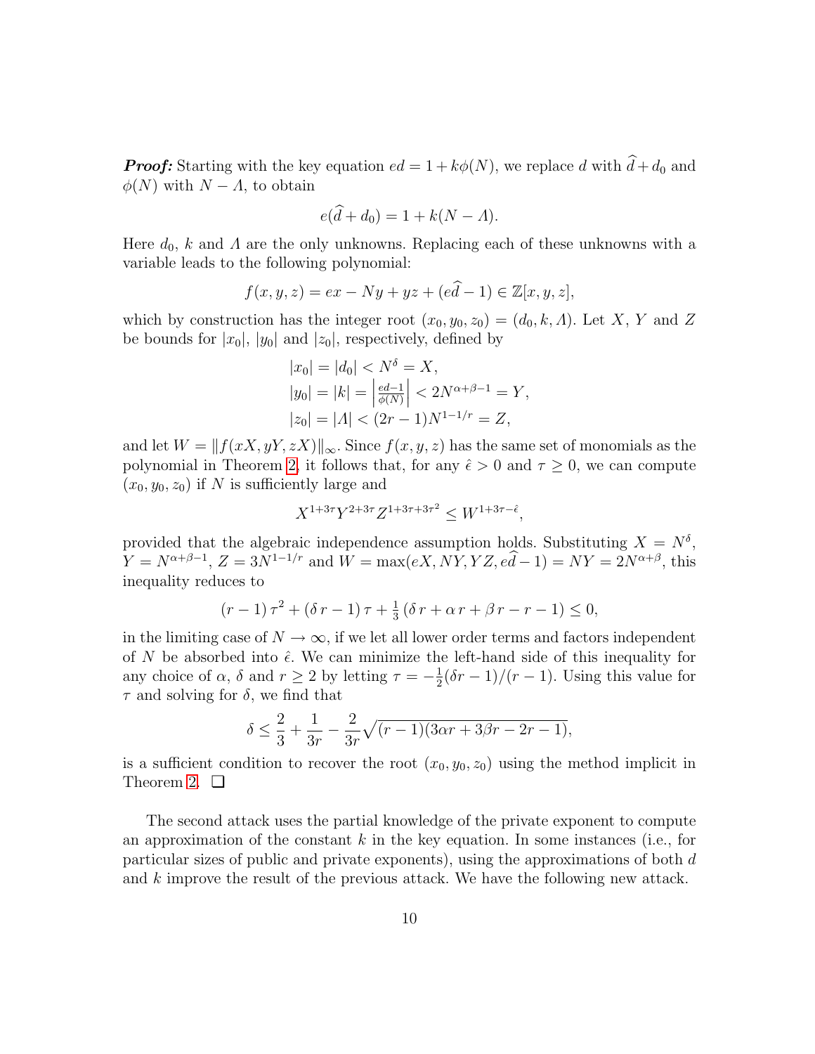***Proof:*** Starting with the key equation $ed = 1 + k\phi(N)$, we replace $d$ with $\widehat{d} + d_0$ and $\phi(N)$ with $N - \varLambda$, to obtain

$$e(\widehat{d} + d_0) = 1 + k(N - \varLambda).$$

Here $d_0$, $k$ and $\varLambda$ are the only unknowns. Replacing each of these unknowns with a variable leads to the following polynomial:

$$f(x, y, z) = ex - Ny + yz + (e\widehat{d} - 1) \in \mathbb{Z}[x, y, z],$$

which by construction has the integer root $(x_0, y_0, z_0) = (d_0, k, \varLambda)$. Let $X$, $Y$ and $Z$ be bounds for $|x_0|$, $|y_0|$ and $|z_0|$, respectively, defined by

$$\begin{aligned}
|x_0| &= |d_0| < N^{\delta} = X, \\
|y_0| &= |k| = \left|\tfrac{ed-1}{\phi(N)}\right| < 2N^{\alpha+\beta-1} = Y, \\
|z_0| &= |\varLambda| < (2r-1)N^{1-1/r} = Z,
\end{aligned}$$

and let $W = \|f(xX, yY, zX)\|_{\infty}$. Since $f(x, y, z)$ has the same set of monomials as the polynomial in Theorem 2, it follows that, for any $\hat{\epsilon} > 0$ and $\tau \geq 0$, we can compute $(x_0, y_0, z_0)$ if $N$ is sufficiently large and

$$X^{1+3\tau} Y^{2+3\tau} Z^{1+3\tau+3\tau^2} \leq W^{1+3\tau-\hat{\epsilon}},$$

provided that the algebraic independence assumption holds. Substituting $X = N^{\delta}$, $Y = N^{\alpha+\beta-1}$, $Z = 3N^{1-1/r}$ and $W = \max(eX, NY, YZ, e\widehat{d} - 1) = NY = 2N^{\alpha+\beta}$, this inequality reduces to

$$(r-1)\,\tau^2 + (\delta\, r - 1)\,\tau + \tfrac{1}{3}\,(\delta\, r + \alpha\, r + \beta\, r - r - 1) \leq 0,$$

in the limiting case of $N \to \infty$, if we let all lower order terms and factors independent of $N$ be absorbed into $\hat{\epsilon}$. We can minimize the left-hand side of this inequality for any choice of $\alpha$, $\delta$ and $r \geq 2$ by letting $\tau = -\frac{1}{2}(\delta r - 1)/(r-1)$. Using this value for $\tau$ and solving for $\delta$, we find that

$$\delta \leq \frac{2}{3} + \frac{1}{3r} - \frac{2}{3r}\sqrt{(r-1)(3\alpha r + 3\beta r - 2r - 1)},$$

is a sufficient condition to recover the root $(x_0, y_0, z_0)$ using the method implicit in Theorem 2. ❑

The second attack uses the partial knowledge of the private exponent to compute an approximation of the constant $k$ in the key equation. In some instances (i.e., for particular sizes of public and private exponents), using the approximations of both $d$ and $k$ improve the result of the previous attack. We have the following new attack.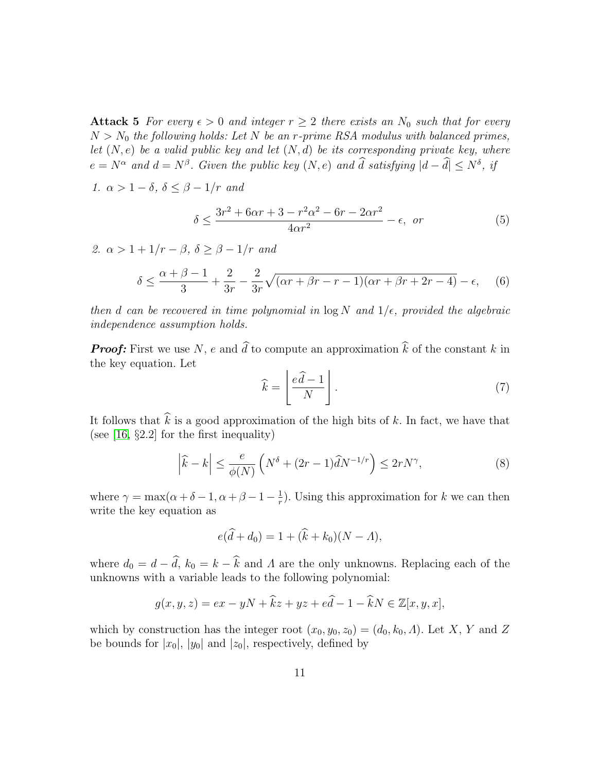**Attack 5** *For every $\epsilon > 0$ and integer $r \geq 2$ there exists an $N_0$ such that for every $N > N_0$ the following holds: Let $N$ be an $r$-prime RSA modulus with balanced primes, let $(N, e)$ be a valid public key and let $(N, d)$ be its corresponding private key, where $e = N^\alpha$ and $d = N^\beta$. Given the public key $(N, e)$ and $\widehat{d}$ satisfying $|d - \widehat{d}| \leq N^\delta$, if*

*1. $\alpha > 1 - \delta$, $\delta \leq \beta - 1/r$ and*

$$\delta \leq \frac{3r^2 + 6\alpha r + 3 - r^2\alpha^2 - 6r - 2\alpha r^2}{4\alpha r^2} - \epsilon, \text{ or} \tag{5}$$

*2. $\alpha > 1 + 1/r - \beta$, $\delta \geq \beta - 1/r$ and*

$$\delta \leq \frac{\alpha + \beta - 1}{3} + \frac{2}{3r} - \frac{2}{3r}\sqrt{(\alpha r + \beta r - r - 1)(\alpha r + \beta r + 2r - 4)} - \epsilon, \tag{6}$$

*then $d$ can be recovered in time polynomial in $\log N$ and $1/\epsilon$, provided the algebraic independence assumption holds.*

***Proof:*** First we use $N$, $e$ and $\widehat{d}$ to compute an approximation $\widehat{k}$ of the constant $k$ in the key equation. Let

$$\widehat{k} = \left\lfloor \frac{e\widehat{d} - 1}{N} \right\rfloor. \tag{7}$$

It follows that $\widehat{k}$ is a good approximation of the high bits of $k$. In fact, we have that (see [16, §2.2] for the first inequality)

$$\left|\widehat{k} - k\right| \leq \frac{e}{\phi(N)}\left(N^\delta + (2r-1)\widehat{d}N^{-1/r}\right) \leq 2rN^\gamma, \tag{8}$$

where $\gamma = \max(\alpha + \delta - 1, \alpha + \beta - 1 - \frac{1}{r})$. Using this approximation for $k$ we can then write the key equation as

$$e(\widehat{d} + d_0) = 1 + (\widehat{k} + k_0)(N - \Lambda),$$

where $d_0 = d - \widehat{d}$, $k_0 = k - \widehat{k}$ and $\Lambda$ are the only unknowns. Replacing each of the unknowns with a variable leads to the following polynomial:

$$g(x, y, z) = ex - yN + \widehat{k}z + yz + e\widehat{d} - 1 - \widehat{k}N \in \mathbb{Z}[x, y, x],$$

which by construction has the integer root $(x_0, y_0, z_0) = (d_0, k_0, \Lambda)$. Let $X$, $Y$ and $Z$ be bounds for $|x_0|$, $|y_0|$ and $|z_0|$, respectively, defined by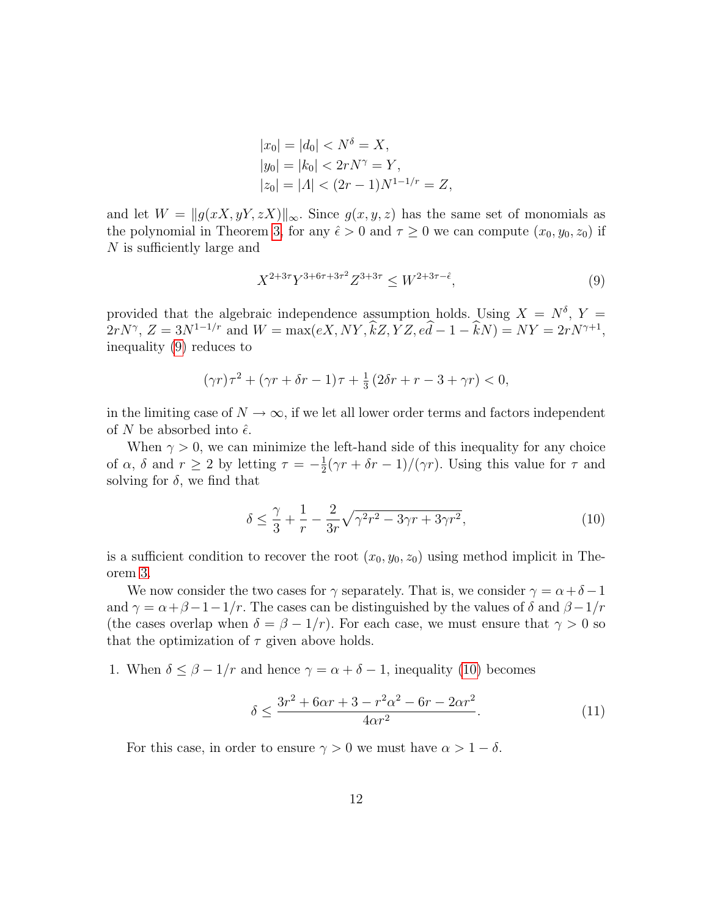$$
\begin{aligned}
|x_0| &= |d_0| < N^{\delta} = X, \\
|y_0| &= |k_0| < 2rN^{\gamma} = Y, \\
|z_0| &= |\Lambda| < (2r-1)N^{1-1/r} = Z,
\end{aligned}
$$

and let $W = \|g(xX, yY, zX)\|_{\infty}$. Since $g(x, y, z)$ has the same set of monomials as the polynomial in Theorem 3, for any $\hat{\epsilon} > 0$ and $\tau \geq 0$ we can compute $(x_0, y_0, z_0)$ if $N$ is sufficiently large and

$$
X^{2+3\tau} Y^{3+6\tau+3\tau^2} Z^{3+3\tau} \leq W^{2+3\tau-\hat{\epsilon}}, \tag{9}
$$

provided that the algebraic independence assumption holds. Using $X = N^{\delta}$, $Y = 2rN^{\gamma}$, $Z = 3N^{1-1/r}$ and $W = \max(eX, NY, \widehat{k}Z, YZ, e\widehat{d} - 1 - \widehat{k}N) = NY = 2rN^{\gamma+1}$, inequality (9) reduces to

$$
(\gamma r)\tau^2 + (\gamma r + \delta r - 1)\tau + \tfrac{1}{3}\left(2\delta r + r - 3 + \gamma r\right) < 0,
$$

in the limiting case of $N \to \infty$, if we let all lower order terms and factors independent of $N$ be absorbed into $\hat{\epsilon}$.

When $\gamma > 0$, we can minimize the left-hand side of this inequality for any choice of $\alpha$, $\delta$ and $r \geq 2$ by letting $\tau = -\frac{1}{2}(\gamma r + \delta r - 1)/(\gamma r)$. Using this value for $\tau$ and solving for $\delta$, we find that

$$
\delta \leq \frac{\gamma}{3} + \frac{1}{r} - \frac{2}{3r}\sqrt{\gamma^2 r^2 - 3\gamma r + 3\gamma r^2}, \tag{10}
$$

is a sufficient condition to recover the root $(x_0, y_0, z_0)$ using method implicit in Theorem 3.

We now consider the two cases for $\gamma$ separately. That is, we consider $\gamma = \alpha + \delta - 1$ and $\gamma = \alpha + \beta - 1 - 1/r$. The cases can be distinguished by the values of $\delta$ and $\beta - 1/r$ (the cases overlap when $\delta = \beta - 1/r$). For each case, we must ensure that $\gamma > 0$ so that the optimization of $\tau$ given above holds.

1. When $\delta \leq \beta - 1/r$ and hence $\gamma = \alpha + \delta - 1$, inequality (10) becomes

$$
\delta \leq \frac{3r^2 + 6\alpha r + 3 - r^2\alpha^2 - 6r - 2\alpha r^2}{4\alpha r^2}. \tag{11}
$$

   For this case, in order to ensure $\gamma > 0$ we must have $\alpha > 1 - \delta$.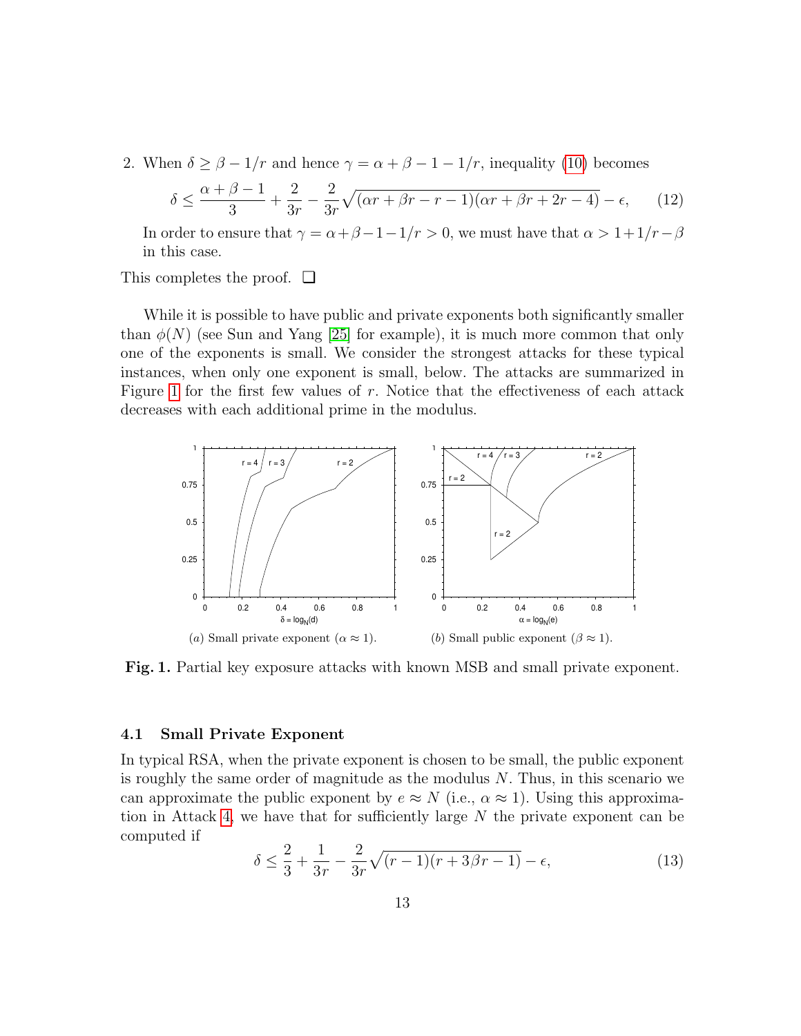2. When $\delta \geq \beta - 1/r$ and hence $\gamma = \alpha + \beta - 1 - 1/r$, inequality (10) becomes

$$\delta \leq \frac{\alpha + \beta - 1}{3} + \frac{2}{3r} - \frac{2}{3r}\sqrt{(\alpha r + \beta r - r - 1)(\alpha r + \beta r + 2r - 4)} - \epsilon, \qquad (12)$$

In order to ensure that $\gamma = \alpha + \beta - 1 - 1/r > 0$, we must have that $\alpha > 1 + 1/r - \beta$ in this case.

This completes the proof. ❑

While it is possible to have public and private exponents both significantly smaller than $\phi(N)$ (see Sun and Yang [25] for example), it is much more common that only one of the exponents is small. We consider the strongest attacks for these typical instances, when only one exponent is small, below. The attacks are summarized in Figure 1 for the first few values of $r$. Notice that the effectiveness of each attack decreases with each additional prime in the modulus.

r = 4
r = 3
r = 2
0
0.25
0.5
0.75
1
0
0.2
0.4
0.6
0.8
1
δ = log_N(d)

(a) Small private exponent ($\alpha \approx 1$).

r = 4
r = 3
r = 2
r = 2
r = 2
0
0.25
0.5
0.75
1
0
0.2
0.4
0.6
0.8
1
α = log_N(e)

(b) Small public exponent ($\beta \approx 1$).

**Fig. 1.** Partial key exposure attacks with known MSB and small private exponent.

### 4.1 Small Private Exponent

In typical RSA, when the private exponent is chosen to be small, the public exponent is roughly the same order of magnitude as the modulus $N$. Thus, in this scenario we can approximate the public exponent by $e \approx N$ (i.e., $\alpha \approx 1$). Using this approximation in Attack 4, we have that for sufficiently large $N$ the private exponent can be computed if

$$\delta \leq \frac{2}{3} + \frac{1}{3r} - \frac{2}{3r}\sqrt{(r-1)(r+3\beta r-1)} - \epsilon, \qquad (13)$$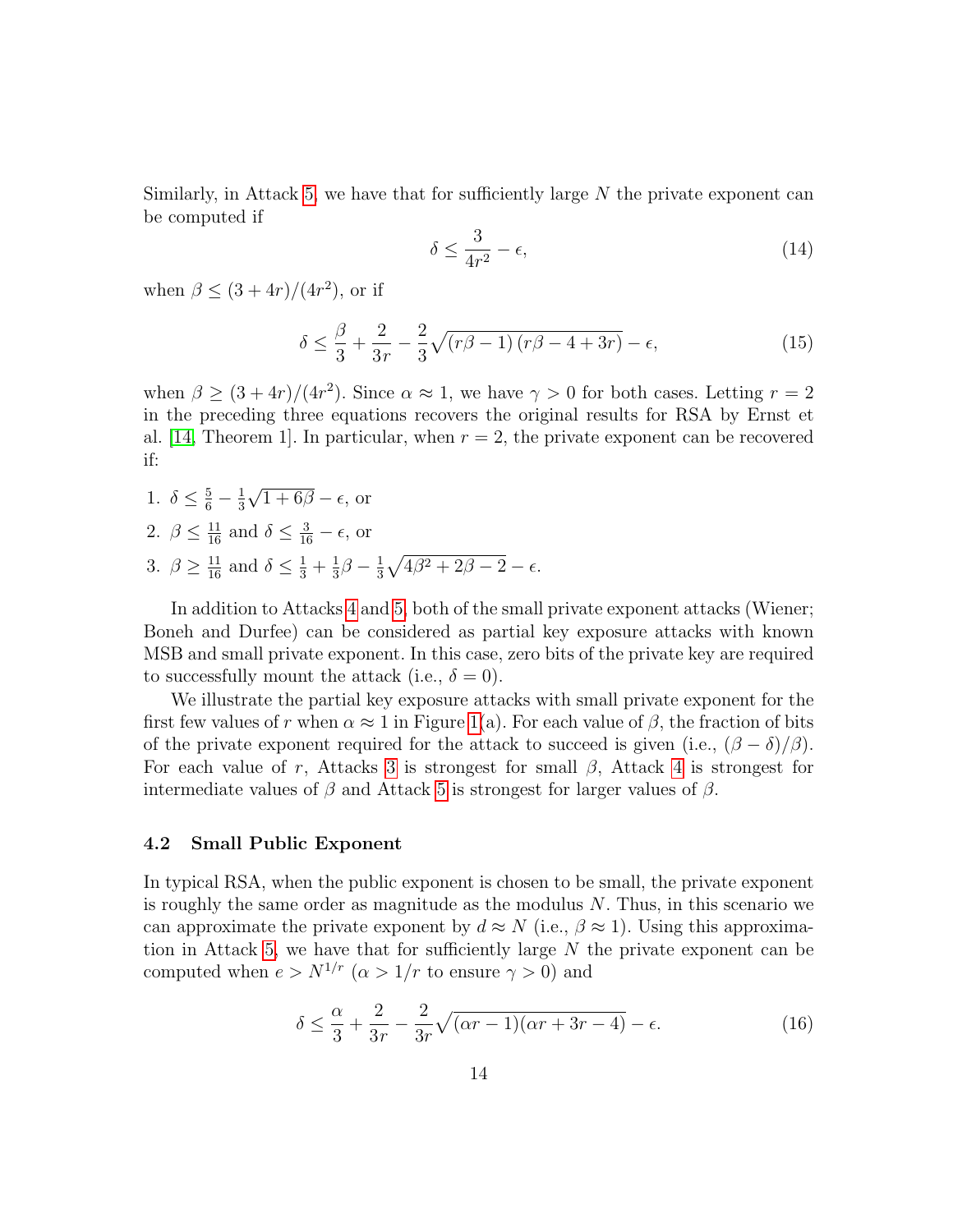Similarly, in Attack 5, we have that for sufficiently large $N$ the private exponent can be computed if

$$\delta \leq \frac{3}{4r^2} - \epsilon, \tag{14}$$

when $\beta \leq (3+4r)/(4r^2)$, or if

$$\delta \leq \frac{\beta}{3} + \frac{2}{3r} - \frac{2}{3}\sqrt{(r\beta - 1)\,(r\beta - 4 + 3r)} - \epsilon, \tag{15}$$

when $\beta \geq (3+4r)/(4r^2)$. Since $\alpha \approx 1$, we have $\gamma > 0$ for both cases. Letting $r = 2$ in the preceding three equations recovers the original results for RSA by Ernst et al. [14, Theorem 1]. In particular, when $r = 2$, the private exponent can be recovered if:

1. $\delta \leq \frac{5}{6} - \frac{1}{3}\sqrt{1+6\beta} - \epsilon$, or
2. $\beta \leq \frac{11}{16}$ and $\delta \leq \frac{3}{16} - \epsilon$, or
3. $\beta \geq \frac{11}{16}$ and $\delta \leq \frac{1}{3} + \frac{1}{3}\beta - \frac{1}{3}\sqrt{4\beta^2 + 2\beta - 2} - \epsilon$.

In addition to Attacks 4 and 5, both of the small private exponent attacks (Wiener; Boneh and Durfee) can be considered as partial key exposure attacks with known MSB and small private exponent. In this case, zero bits of the private key are required to successfully mount the attack (i.e., $\delta = 0$).

We illustrate the partial key exposure attacks with small private exponent for the first few values of $r$ when $\alpha \approx 1$ in Figure 1(a). For each value of $\beta$, the fraction of bits of the private exponent required for the attack to succeed is given (i.e., $(\beta - \delta)/\beta$). For each value of $r$, Attacks 3 is strongest for small $\beta$, Attack 4 is strongest for intermediate values of $\beta$ and Attack 5 is strongest for larger values of $\beta$.

### 4.2 Small Public Exponent

In typical RSA, when the public exponent is chosen to be small, the private exponent is roughly the same order as magnitude as the modulus $N$. Thus, in this scenario we can approximate the private exponent by $d \approx N$ (i.e., $\beta \approx 1$). Using this approximation in Attack 5, we have that for sufficiently large $N$ the private exponent can be computed when $e > N^{1/r}$ ($\alpha > 1/r$ to ensure $\gamma > 0$) and

$$\delta \leq \frac{\alpha}{3} + \frac{2}{3r} - \frac{2}{3r}\sqrt{(\alpha r - 1)(\alpha r + 3r - 4)} - \epsilon. \tag{16}$$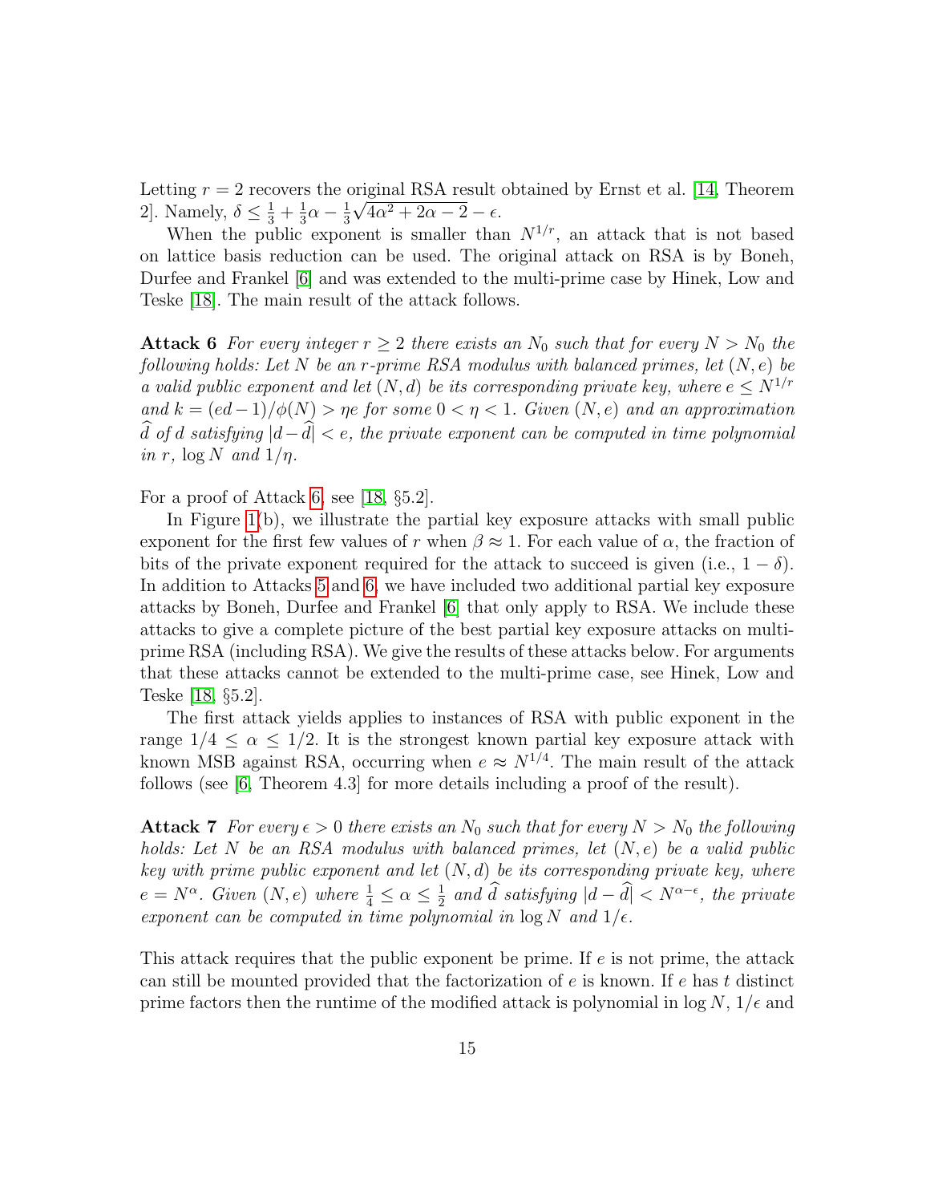Letting $r = 2$ recovers the original RSA result obtained by Ernst et al. [14, Theorem 2]. Namely, $\delta \leq \frac{1}{3} + \frac{1}{3}\alpha - \frac{1}{3}\sqrt{4\alpha^2 + 2\alpha - 2} - \epsilon$.

When the public exponent is smaller than $N^{1/r}$, an attack that is not based on lattice basis reduction can be used. The original attack on RSA is by Boneh, Durfee and Frankel [6] and was extended to the multi-prime case by Hinek, Low and Teske [18]. The main result of the attack follows.

**Attack 6** *For every integer $r \geq 2$ there exists an $N_0$ such that for every $N > N_0$ the following holds: Let $N$ be an $r$-prime RSA modulus with balanced primes, let $(N, e)$ be a valid public exponent and let $(N, d)$ be its corresponding private key, where $e \leq N^{1/r}$ and $k = (ed-1)/\phi(N) > \eta e$ for some $0 < \eta < 1$. Given $(N, e)$ and an approximation $\widehat{d}$ of $d$ satisfying $|d - \widehat{d}| < e$, the private exponent can be computed in time polynomial in $r$, $\log N$ and $1/\eta$.*

For a proof of Attack 6, see [18, §5.2].

In Figure 1(b), we illustrate the partial key exposure attacks with small public exponent for the first few values of $r$ when $\beta \approx 1$. For each value of $\alpha$, the fraction of bits of the private exponent required for the attack to succeed is given (i.e., $1 - \delta$). In addition to Attacks 5 and 6, we have included two additional partial key exposure attacks by Boneh, Durfee and Frankel [6] that only apply to RSA. We include these attacks to give a complete picture of the best partial key exposure attacks on multi-prime RSA (including RSA). We give the results of these attacks below. For arguments that these attacks cannot be extended to the multi-prime case, see Hinek, Low and Teske [18, §5.2].

The first attack yields applies to instances of RSA with public exponent in the range $1/4 \leq \alpha \leq 1/2$. It is the strongest known partial key exposure attack with known MSB against RSA, occurring when $e \approx N^{1/4}$. The main result of the attack follows (see [6, Theorem 4.3] for more details including a proof of the result).

**Attack 7** *For every $\epsilon > 0$ there exists an $N_0$ such that for every $N > N_0$ the following holds: Let $N$ be an RSA modulus with balanced primes, let $(N, e)$ be a valid public key with prime public exponent and let $(N, d)$ be its corresponding private key, where $e = N^{\alpha}$. Given $(N, e)$ where $\frac{1}{4} \leq \alpha \leq \frac{1}{2}$ and $\widehat{d}$ satisfying $|d - \widehat{d}| < N^{\alpha - \epsilon}$, the private exponent can be computed in time polynomial in $\log N$ and $1/\epsilon$.*

This attack requires that the public exponent be prime. If $e$ is not prime, the attack can still be mounted provided that the factorization of $e$ is known. If $e$ has $t$ distinct prime factors then the runtime of the modified attack is polynomial in $\log N$, $1/\epsilon$ and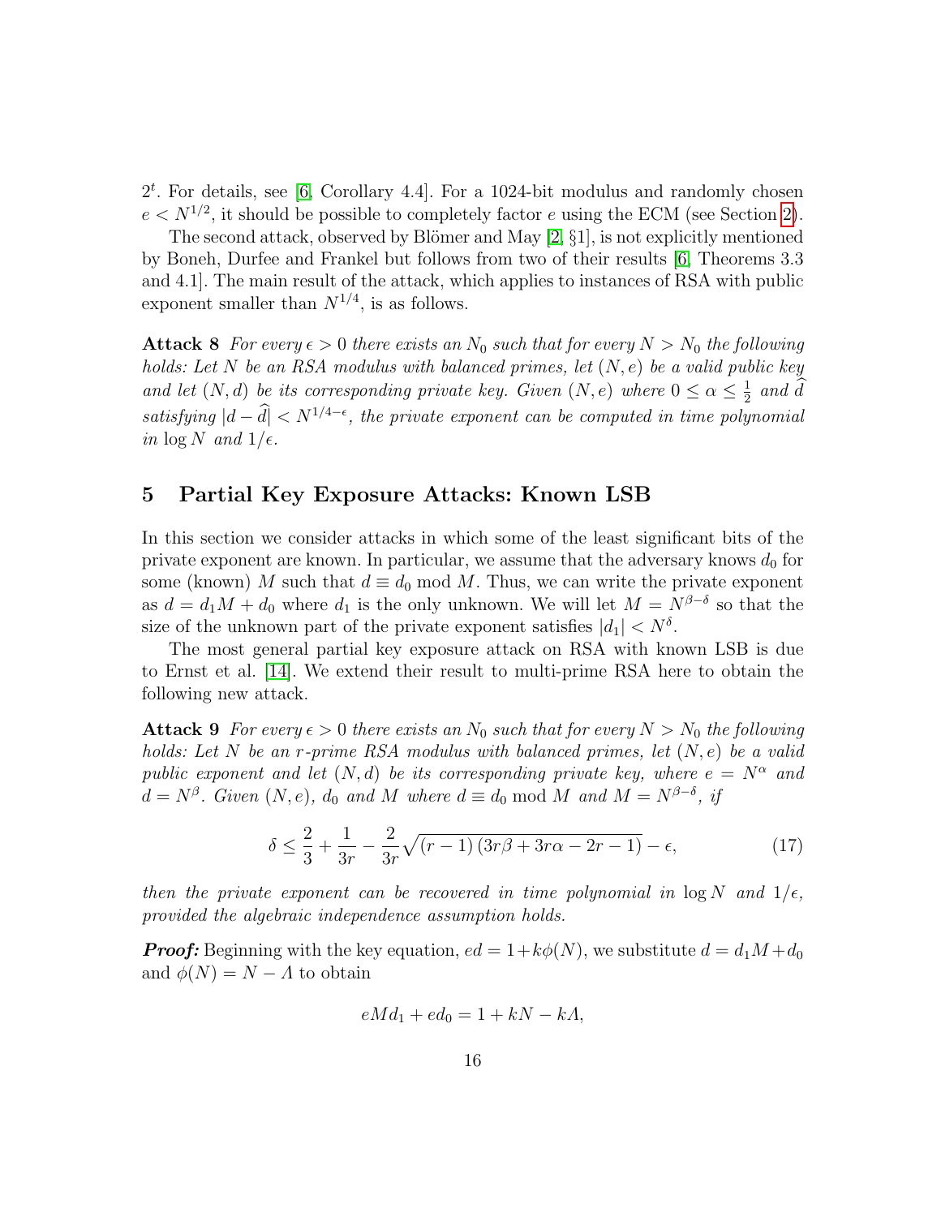$2^t$. For details, see [6, Corollary 4.4]. For a 1024-bit modulus and randomly chosen $e < N^{1/2}$, it should be possible to completely factor $e$ using the ECM (see Section 2).

The second attack, observed by Blömer and May [2, §1], is not explicitly mentioned by Boneh, Durfee and Frankel but follows from two of their results [6, Theorems 3.3 and 4.1]. The main result of the attack, which applies to instances of RSA with public exponent smaller than $N^{1/4}$, is as follows.

**Attack 8** *For every $\epsilon > 0$ there exists an $N_0$ such that for every $N > N_0$ the following holds: Let $N$ be an RSA modulus with balanced primes, let $(N, e)$ be a valid public key and let $(N, d)$ be its corresponding private key. Given $(N, e)$ where $0 \leq \alpha \leq \frac{1}{2}$ and $\widehat{d}$ satisfying $|d - \widehat{d}| < N^{1/4-\epsilon}$, the private exponent can be computed in time polynomial in $\log N$ and $1/\epsilon$.*

## 5 Partial Key Exposure Attacks: Known LSB

In this section we consider attacks in which some of the least significant bits of the private exponent are known. In particular, we assume that the adversary knows $d_0$ for some (known) $M$ such that $d \equiv d_0 \bmod M$. Thus, we can write the private exponent as $d = d_1 M + d_0$ where $d_1$ is the only unknown. We will let $M = N^{\beta-\delta}$ so that the size of the unknown part of the private exponent satisfies $|d_1| < N^{\delta}$.

The most general partial key exposure attack on RSA with known LSB is due to Ernst et al. [14]. We extend their result to multi-prime RSA here to obtain the following new attack.

**Attack 9** *For every $\epsilon > 0$ there exists an $N_0$ such that for every $N > N_0$ the following holds: Let $N$ be an $r$-prime RSA modulus with balanced primes, let $(N, e)$ be a valid public exponent and let $(N, d)$ be its corresponding private key, where $e = N^{\alpha}$ and $d = N^{\beta}$. Given $(N, e)$, $d_0$ and $M$ where $d \equiv d_0 \bmod M$ and $M = N^{\beta-\delta}$, if*

$$\delta \leq \frac{2}{3} + \frac{1}{3r} - \frac{2}{3r}\sqrt{(r-1)(3r\beta + 3r\alpha - 2r - 1)} - \epsilon, \tag{17}$$

*then the private exponent can be recovered in time polynomial in $\log N$ and $1/\epsilon$, provided the algebraic independence assumption holds.*

***Proof:*** Beginning with the key equation, $ed = 1 + k\phi(N)$, we substitute $d = d_1 M + d_0$ and $\phi(N) = N - \Lambda$ to obtain

$$eMd_1 + ed_0 = 1 + kN - k\Lambda,$$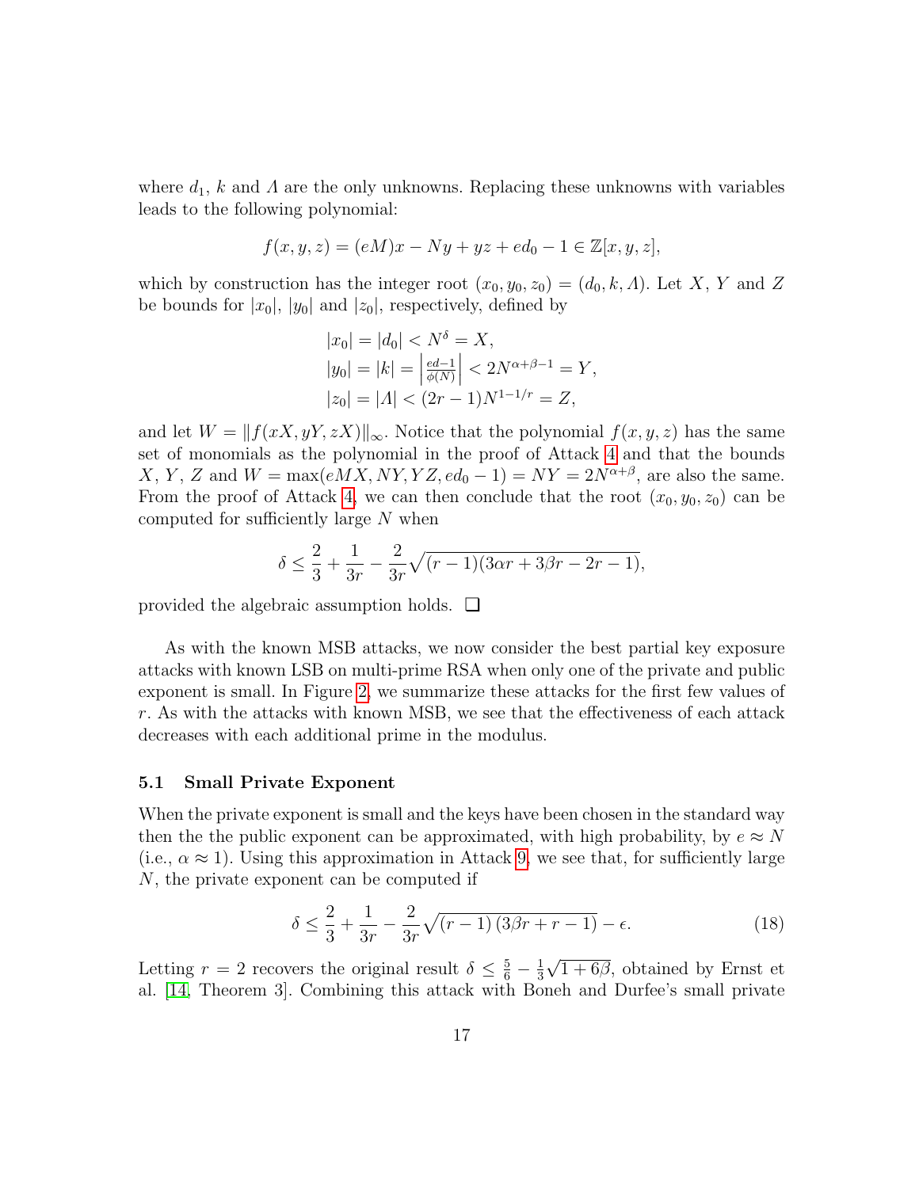where $d_1$, $k$ and $\Lambda$ are the only unknowns. Replacing these unknowns with variables leads to the following polynomial:

$$f(x, y, z) = (eM)x - Ny + yz + ed_0 - 1 \in \mathbb{Z}[x, y, z],$$

which by construction has the integer root $(x_0, y_0, z_0) = (d_0, k, \Lambda)$. Let $X$, $Y$ and $Z$ be bounds for $|x_0|$, $|y_0|$ and $|z_0|$, respectively, defined by

$$\begin{aligned}
|x_0| &= |d_0| < N^{\delta} = X, \\
|y_0| &= |k| = \left|\tfrac{ed-1}{\phi(N)}\right| < 2N^{\alpha+\beta-1} = Y, \\
|z_0| &= |\Lambda| < (2r-1)N^{1-1/r} = Z,
\end{aligned}$$

and let $W = \|f(xX, yY, zX)\|_\infty$. Notice that the polynomial $f(x, y, z)$ has the same set of monomials as the polynomial in the proof of Attack 4 and that the bounds $X$, $Y$, $Z$ and $W = \max(eMX, NY, YZ, ed_0 - 1) = NY = 2N^{\alpha+\beta}$, are also the same. From the proof of Attack 4, we can then conclude that the root $(x_0, y_0, z_0)$ can be computed for sufficiently large $N$ when

$$\delta \leq \frac{2}{3} + \frac{1}{3r} - \frac{2}{3r}\sqrt{(r-1)(3\alpha r + 3\beta r - 2r - 1)},$$

provided the algebraic assumption holds. ❑

As with the known MSB attacks, we now consider the best partial key exposure attacks with known LSB on multi-prime RSA when only one of the private and public exponent is small. In Figure 2, we summarize these attacks for the first few values of $r$. As with the attacks with known MSB, we see that the effectiveness of each attack decreases with each additional prime in the modulus.

### 5.1 Small Private Exponent

When the private exponent is small and the keys have been chosen in the standard way then the the public exponent can be approximated, with high probability, by $e \approx N$ (i.e., $\alpha \approx 1$). Using this approximation in Attack 9, we see that, for sufficiently large $N$, the private exponent can be computed if

$$\delta \leq \frac{2}{3} + \frac{1}{3r} - \frac{2}{3r}\sqrt{(r-1)\,(3\beta r + r - 1)} - \epsilon. \tag{18}$$

Letting $r = 2$ recovers the original result $\delta \leq \frac{5}{6} - \frac{1}{3}\sqrt{1 + 6\beta}$, obtained by Ernst et al. [14, Theorem 3]. Combining this attack with Boneh and Durfee's small private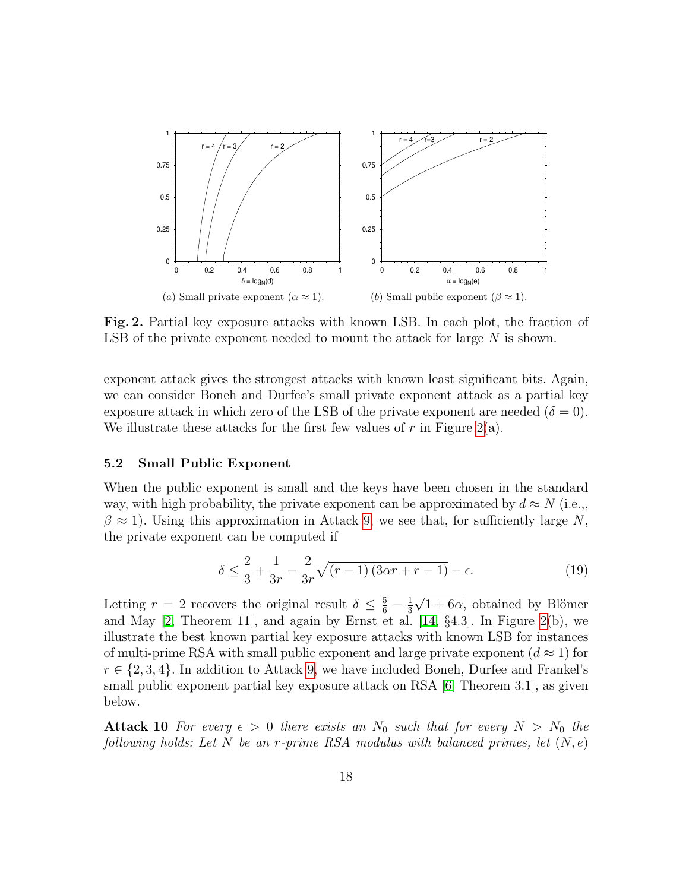1

r = 4 r = 3 r = 2

0.75

0.5

0.25

0

0 0.2 0.4 0.6 0.8 1

δ = log_N(d)

(a) Small private exponent ($\alpha \approx 1$).

1

r = 4 r=3 r = 2

0.75

0.5

0.25

0

0 0.2 0.4 0.6 0.8 1

α = log_N(e)

(b) Small public exponent ($\beta \approx 1$).

**Fig. 2.** Partial key exposure attacks with known LSB. In each plot, the fraction of LSB of the private exponent needed to mount the attack for large $N$ is shown.

exponent attack gives the strongest attacks with known least significant bits. Again, we can consider Boneh and Durfee's small private exponent attack as a partial key exposure attack in which zero of the LSB of the private exponent are needed ($\delta = 0$). We illustrate these attacks for the first few values of $r$ in Figure 2(a).

### 5.2 Small Public Exponent

When the public exponent is small and the keys have been chosen in the standard way, with high probability, the private exponent can be approximated by $d \approx N$ (i.e.,, $\beta \approx 1$). Using this approximation in Attack 9, we see that, for sufficiently large $N$, the private exponent can be computed if

$$\delta \leq \frac{2}{3} + \frac{1}{3r} - \frac{2}{3r}\sqrt{(r-1)(3\alpha r + r - 1)} - \epsilon. \tag{19}$$

Letting $r = 2$ recovers the original result $\delta \leq \frac{5}{6} - \frac{1}{3}\sqrt{1+6\alpha}$, obtained by Blömer and May [2, Theorem 11], and again by Ernst et al. [14, §4.3]. In Figure 2(b), we illustrate the best known partial key exposure attacks with known LSB for instances of multi-prime RSA with small public exponent and large private exponent ($d \approx 1$) for $r \in \{2, 3, 4\}$. In addition to Attack 9, we have included Boneh, Durfee and Frankel's small public exponent partial key exposure attack on RSA [6, Theorem 3.1], as given below.

**Attack 10** *For every $\epsilon > 0$ there exists an $N_0$ such that for every $N > N_0$ the following holds: Let $N$ be an $r$-prime RSA modulus with balanced primes, let $(N, e)$*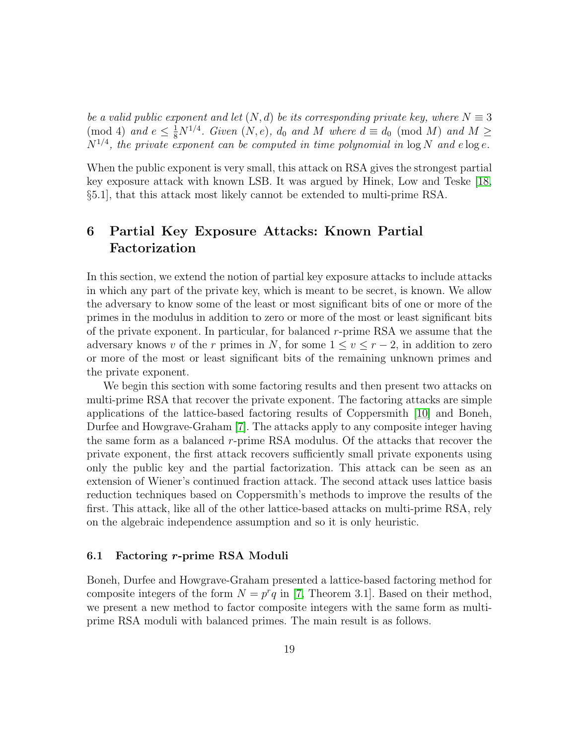*be a valid public exponent and let $(N, d)$ be its corresponding private key, where $N \equiv 3 \pmod 4$ and $e \leq \frac{1}{8}N^{1/4}$. Given $(N, e)$, $d_0$ and $M$ where $d \equiv d_0 \pmod M$ and $M \geq N^{1/4}$, the private exponent can be computed in time polynomial in $\log N$ and $e \log e$.*

When the public exponent is very small, this attack on RSA gives the strongest partial key exposure attack with known LSB. It was argued by Hinek, Low and Teske [18, §5.1], that this attack most likely cannot be extended to multi-prime RSA.

## 6 Partial Key Exposure Attacks: Known Partial Factorization

In this section, we extend the notion of partial key exposure attacks to include attacks in which any part of the private key, which is meant to be secret, is known. We allow the adversary to know some of the least or most significant bits of one or more of the primes in the modulus in addition to zero or more of the most or least significant bits of the private exponent. In particular, for balanced $r$-prime RSA we assume that the adversary knows $v$ of the $r$ primes in $N$, for some $1 \leq v \leq r-2$, in addition to zero or more of the most or least significant bits of the remaining unknown primes and the private exponent.

We begin this section with some factoring results and then present two attacks on multi-prime RSA that recover the private exponent. The factoring attacks are simple applications of the lattice-based factoring results of Coppersmith [10] and Boneh, Durfee and Howgrave-Graham [7]. The attacks apply to any composite integer having the same form as a balanced $r$-prime RSA modulus. Of the attacks that recover the private exponent, the first attack recovers sufficiently small private exponents using only the public key and the partial factorization. This attack can be seen as an extension of Wiener's continued fraction attack. The second attack uses lattice basis reduction techniques based on Coppersmith's methods to improve the results of the first. This attack, like all of the other lattice-based attacks on multi-prime RSA, rely on the algebraic independence assumption and so it is only heuristic.

### 6.1 Factoring $r$-prime RSA Moduli

Boneh, Durfee and Howgrave-Graham presented a lattice-based factoring method for composite integers of the form $N = p^r q$ in [7, Theorem 3.1]. Based on their method, we present a new method to factor composite integers with the same form as multi-prime RSA moduli with balanced primes. The main result is as follows.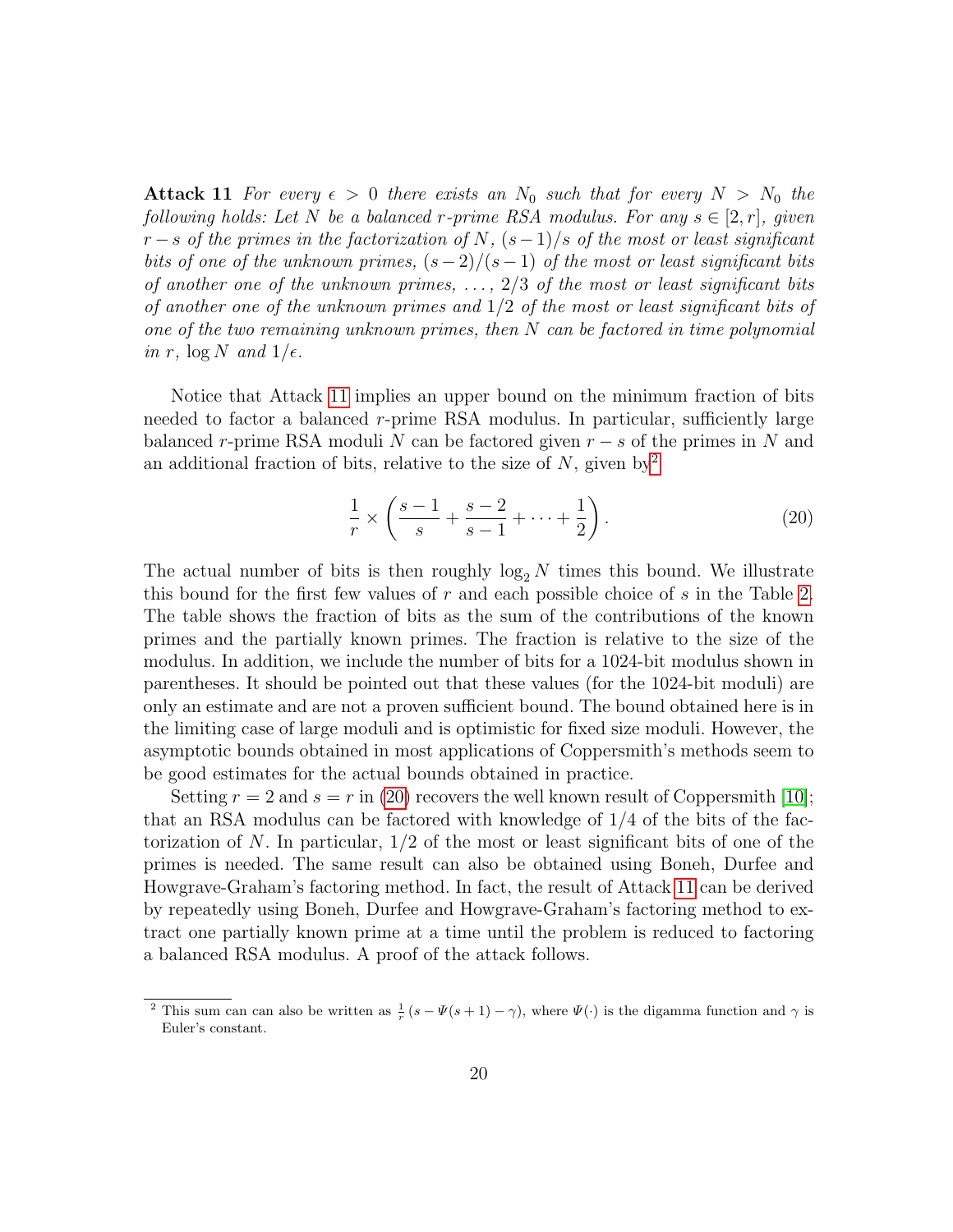**Attack 11** *For every $\epsilon > 0$ there exists an $N_0$ such that for every $N > N_0$ the following holds: Let $N$ be a balanced $r$-prime RSA modulus. For any $s \in [2, r]$, given $r - s$ of the primes in the factorization of $N$, $(s-1)/s$ of the most or least significant bits of one of the unknown primes, $(s-2)/(s-1)$ of the most or least significant bits of another one of the unknown primes, ..., $2/3$ of the most or least significant bits of another one of the unknown primes and $1/2$ of the most or least significant bits of one of the two remaining unknown primes, then $N$ can be factored in time polynomial in $r$, $\log N$ and $1/\epsilon$.*

Notice that Attack 11 implies an upper bound on the minimum fraction of bits needed to factor a balanced $r$-prime RSA modulus. In particular, sufficiently large balanced $r$-prime RSA moduli $N$ can be factored given $r - s$ of the primes in $N$ and an additional fraction of bits, relative to the size of $N$, given by[2]

$$\frac{1}{r} \times \left( \frac{s-1}{s} + \frac{s-2}{s-1} + \cdots + \frac{1}{2} \right). \tag{20}$$

The actual number of bits is then roughly $\log_2 N$ times this bound. We illustrate this bound for the first few values of $r$ and each possible choice of $s$ in the Table 2. The table shows the fraction of bits as the sum of the contributions of the known primes and the partially known primes. The fraction is relative to the size of the modulus. In addition, we include the number of bits for a 1024-bit modulus shown in parentheses. It should be pointed out that these values (for the 1024-bit moduli) are only an estimate and are not a proven sufficient bound. The bound obtained here is in the limiting case of large moduli and is optimistic for fixed size moduli. However, the asymptotic bounds obtained in most applications of Coppersmith's methods seem to be good estimates for the actual bounds obtained in practice.

Setting $r = 2$ and $s = r$ in (20) recovers the well known result of Coppersmith [10]; that an RSA modulus can be factored with knowledge of $1/4$ of the bits of the factorization of $N$. In particular, $1/2$ of the most or least significant bits of one of the primes is needed. The same result can also be obtained using Boneh, Durfee and Howgrave-Graham's factoring method. In fact, the result of Attack 11 can be derived by repeatedly using Boneh, Durfee and Howgrave-Graham's factoring method to extract one partially known prime at a time until the problem is reduced to factoring a balanced RSA modulus. A proof of the attack follows.

[2] This sum can can also be written as $\frac{1}{r}\left(s - \Psi(s+1) - \gamma\right)$, where $\Psi(\cdot)$ is the digamma function and $\gamma$ is Euler's constant.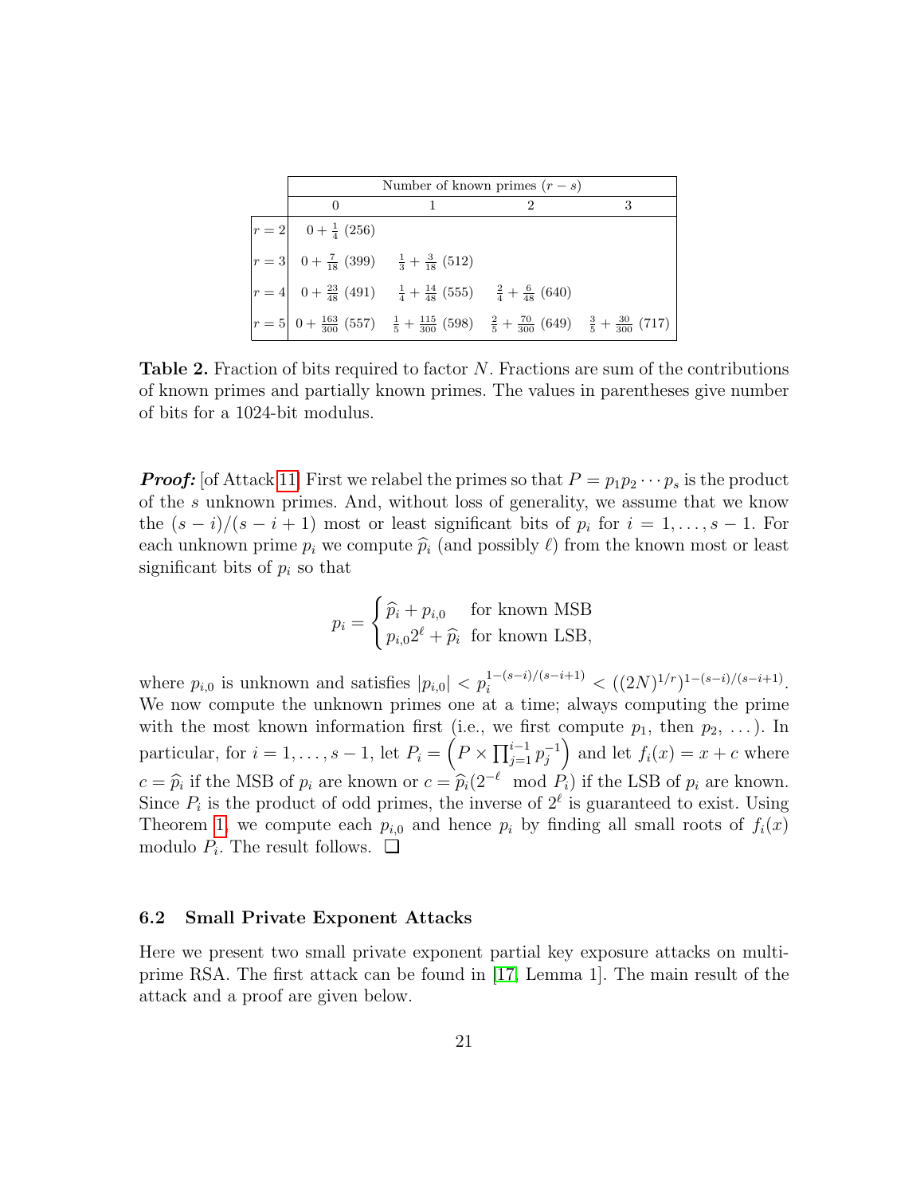| | Number of known primes $(r-s)$ | | | |
|---|---|---|---|---|
| | 0 | 1 | 2 | 3 |
| $r=2$ | $0+\frac{1}{4}$ (256) | | | |
| $r=3$ | $0+\frac{7}{18}$ (399) | $\frac{1}{3}+\frac{3}{18}$ (512) | | |
| $r=4$ | $0+\frac{23}{48}$ (491) | $\frac{1}{4}+\frac{14}{48}$ (555) | $\frac{2}{4}+\frac{6}{48}$ (640) | |
| $r=5$ | $0+\frac{163}{300}$ (557) | $\frac{1}{5}+\frac{115}{300}$ (598) | $\frac{2}{5}+\frac{70}{300}$ (649) | $\frac{3}{5}+\frac{30}{300}$ (717) |

**Table 2.** Fraction of bits required to factor $N$. Fractions are sum of the contributions of known primes and partially known primes. The values in parentheses give number of bits for a 1024-bit modulus.

***Proof:*** [of Attack 11] First we relabel the primes so that $P = p_1 p_2 \cdots p_s$ is the product of the $s$ unknown primes. And, without loss of generality, we assume that we know the $(s-i)/(s-i+1)$ most or least significant bits of $p_i$ for $i = 1, \ldots, s-1$. For each unknown prime $p_i$ we compute $\widehat{p}_i$ (and possibly $\ell$) from the known most or least significant bits of $p_i$ so that

$$p_i = \begin{cases} \widehat{p}_i + p_{i,0} & \text{for known MSB} \\ p_{i,0}2^\ell + \widehat{p}_i & \text{for known LSB,} \end{cases}$$

where $p_{i,0}$ is unknown and satisfies $|p_{i,0}| < p_i^{1-(s-i)/(s-i+1)} < ((2N)^{1/r})^{1-(s-i)/(s-i+1)}$. We now compute the unknown primes one at a time; always computing the prime with the most known information first (i.e., we first compute $p_1$, then $p_2$, ...). In particular, for $i = 1, \ldots, s-1$, let $P_i = \left(P \times \prod_{j=1}^{i-1} p_j^{-1}\right)$ and let $f_i(x) = x + c$ where $c = \widehat{p}_i$ if the MSB of $p_i$ are known or $c = \widehat{p}_i(2^{-\ell} \mod P_i)$ if the LSB of $p_i$ are known. Since $P_i$ is the product of odd primes, the inverse of $2^\ell$ is guaranteed to exist. Using Theorem 1, we compute each $p_{i,0}$ and hence $p_i$ by finding all small roots of $f_i(x)$ modulo $P_i$. The result follows. ❑

### 6.2 Small Private Exponent Attacks

Here we present two small private exponent partial key exposure attacks on multi-prime RSA. The first attack can be found in [17, Lemma 1]. The main result of the attack and a proof are given below.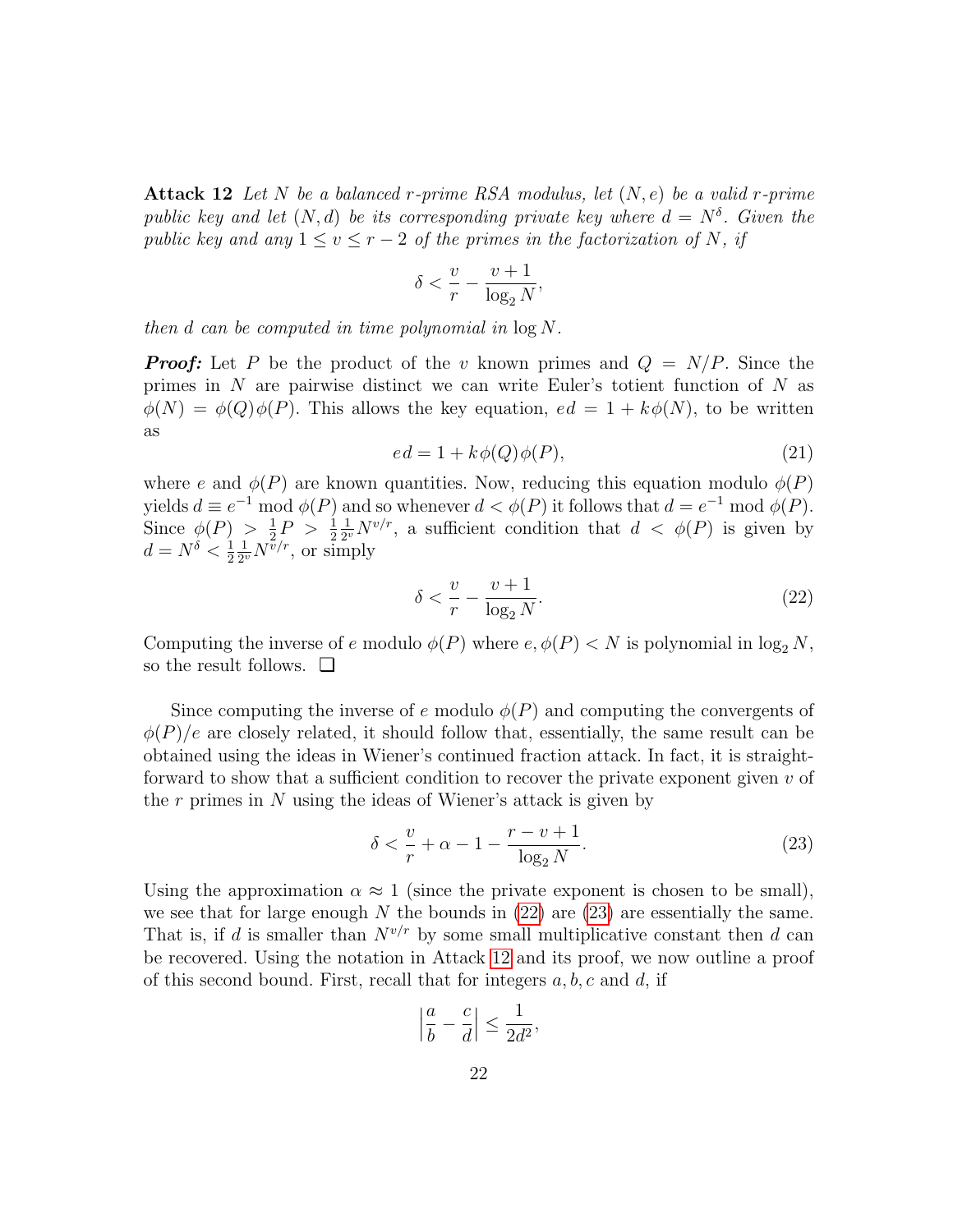**Attack 12** *Let $N$ be a balanced $r$-prime RSA modulus, let $(N, e)$ be a valid $r$-prime public key and let $(N, d)$ be its corresponding private key where $d = N^{\delta}$. Given the public key and any $1 \leq v \leq r-2$ of the primes in the factorization of $N$, if*

$$\delta < \frac{v}{r} - \frac{v+1}{\log_2 N},$$

*then $d$ can be computed in time polynomial in $\log N$.*

***Proof:*** Let $P$ be the product of the $v$ known primes and $Q = N/P$. Since the primes in $N$ are pairwise distinct we can write Euler's totient function of $N$ as $\phi(N) = \phi(Q)\phi(P)$. This allows the key equation, $ed = 1 + k\phi(N)$, to be written as

$$ed = 1 + k\phi(Q)\phi(P), \tag{21}$$

where $e$ and $\phi(P)$ are known quantities. Now, reducing this equation modulo $\phi(P)$ yields $d \equiv e^{-1} \bmod \phi(P)$ and so whenever $d < \phi(P)$ it follows that $d = e^{-1} \bmod \phi(P)$. Since $\phi(P) > \frac{1}{2}P > \frac{1}{2}\frac{1}{2^v}N^{v/r}$, a sufficient condition that $d < \phi(P)$ is given by $d = N^{\delta} < \frac{1}{2}\frac{1}{2^v}N^{v/r}$, or simply

$$\delta < \frac{v}{r} - \frac{v+1}{\log_2 N}. \tag{22}$$

Computing the inverse of $e$ modulo $\phi(P)$ where $e, \phi(P) < N$ is polynomial in $\log_2 N$, so the result follows. ❑

Since computing the inverse of $e$ modulo $\phi(P)$ and computing the convergents of $\phi(P)/e$ are closely related, it should follow that, essentially, the same result can be obtained using the ideas in Wiener's continued fraction attack. In fact, it is straightforward to show that a sufficient condition to recover the private exponent given $v$ of the $r$ primes in $N$ using the ideas of Wiener's attack is given by

$$\delta < \frac{v}{r} + \alpha - 1 - \frac{r-v+1}{\log_2 N}. \tag{23}$$

Using the approximation $\alpha \approx 1$ (since the private exponent is chosen to be small), we see that for large enough $N$ the bounds in (22) are (23) are essentially the same. That is, if $d$ is smaller than $N^{v/r}$ by some small multiplicative constant then $d$ can be recovered. Using the notation in Attack 12 and its proof, we now outline a proof of this second bound. First, recall that for integers $a, b, c$ and $d$, if

$$\left|\frac{a}{b} - \frac{c}{d}\right| \leq \frac{1}{2d^2},$$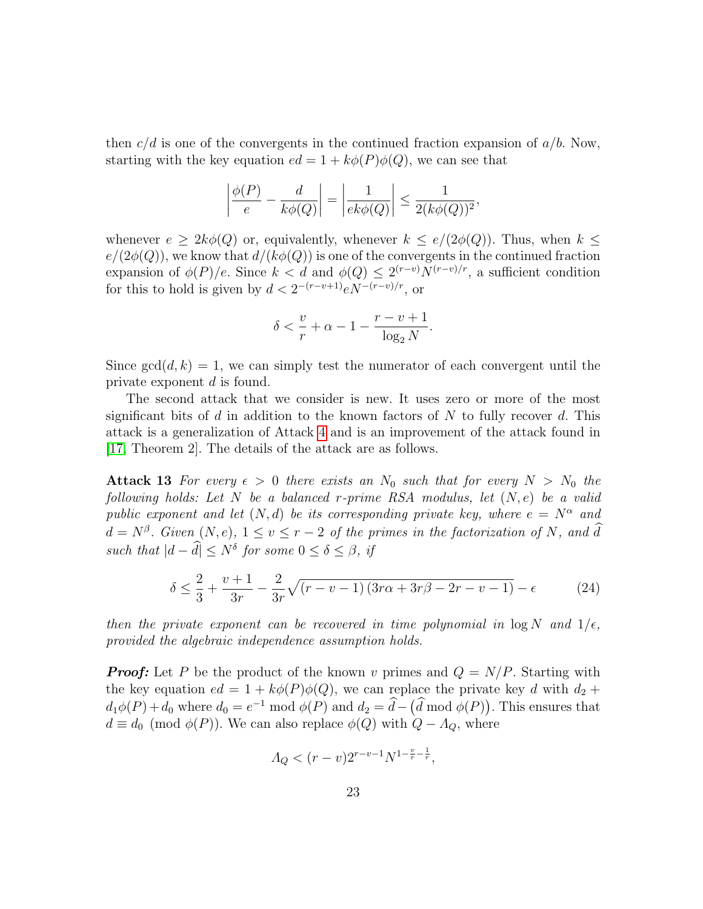then $c/d$ is one of the convergents in the continued fraction expansion of $a/b$. Now, starting with the key equation $ed = 1 + k\phi(P)\phi(Q)$, we can see that

$$\left|\frac{\phi(P)}{e} - \frac{d}{k\phi(Q)}\right| = \left|\frac{1}{ek\phi(Q)}\right| \leq \frac{1}{2(k\phi(Q))^2},$$

whenever $e \geq 2k\phi(Q)$ or, equivalently, whenever $k \leq e/(2\phi(Q))$. Thus, when $k \leq e/(2\phi(Q))$, we know that $d/(k\phi(Q))$ is one of the convergents in the continued fraction expansion of $\phi(P)/e$. Since $k < d$ and $\phi(Q) \leq 2^{(r-v)}N^{(r-v)/r}$, a sufficient condition for this to hold is given by $d < 2^{-(r-v+1)}eN^{-(r-v)/r}$, or

$$\delta < \frac{v}{r} + \alpha - 1 - \frac{r-v+1}{\log_2 N}.$$

Since $\gcd(d,k) = 1$, we can simply test the numerator of each convergent until the private exponent $d$ is found.

The second attack that we consider is new. It uses zero or more of the most significant bits of $d$ in addition to the known factors of $N$ to fully recover $d$. This attack is a generalization of Attack 4 and is an improvement of the attack found in [17, Theorem 2]. The details of the attack are as follows.

**Attack 13** *For every $\epsilon > 0$ there exists an $N_0$ such that for every $N > N_0$ the following holds: Let $N$ be a balanced $r$-prime RSA modulus, let $(N,e)$ be a valid public exponent and let $(N,d)$ be its corresponding private key, where $e = N^\alpha$ and $d = N^\beta$. Given $(N,e)$, $1 \leq v \leq r-2$ of the primes in the factorization of $N$, and $\widehat{d}$ such that $|d - \widehat{d}| \leq N^\delta$ for some $0 \leq \delta \leq \beta$, if*

$$\delta \leq \frac{2}{3} + \frac{v+1}{3r} - \frac{2}{3r}\sqrt{(r-v-1)\left(3r\alpha + 3r\beta - 2r - v - 1\right)} - \epsilon \tag{24}$$

*then the private exponent can be recovered in time polynomial in $\log N$ and $1/\epsilon$, provided the algebraic independence assumption holds.*

***Proof:*** Let $P$ be the product of the known $v$ primes and $Q = N/P$. Starting with the key equation $ed = 1 + k\phi(P)\phi(Q)$, we can replace the private key $d$ with $d_2 + d_1\phi(P) + d_0$ where $d_0 = e^{-1} \bmod \phi(P)$ and $d_2 = \widehat{d} - \left(\widehat{d} \bmod \phi(P)\right)$. This ensures that $d \equiv d_0 \pmod{\phi(P)}$. We can also replace $\phi(Q)$ with $Q - \Lambda_Q$, where

$$\Lambda_Q < (r-v)2^{r-v-1}N^{1-\frac{v}{r}-\frac{1}{r}},$$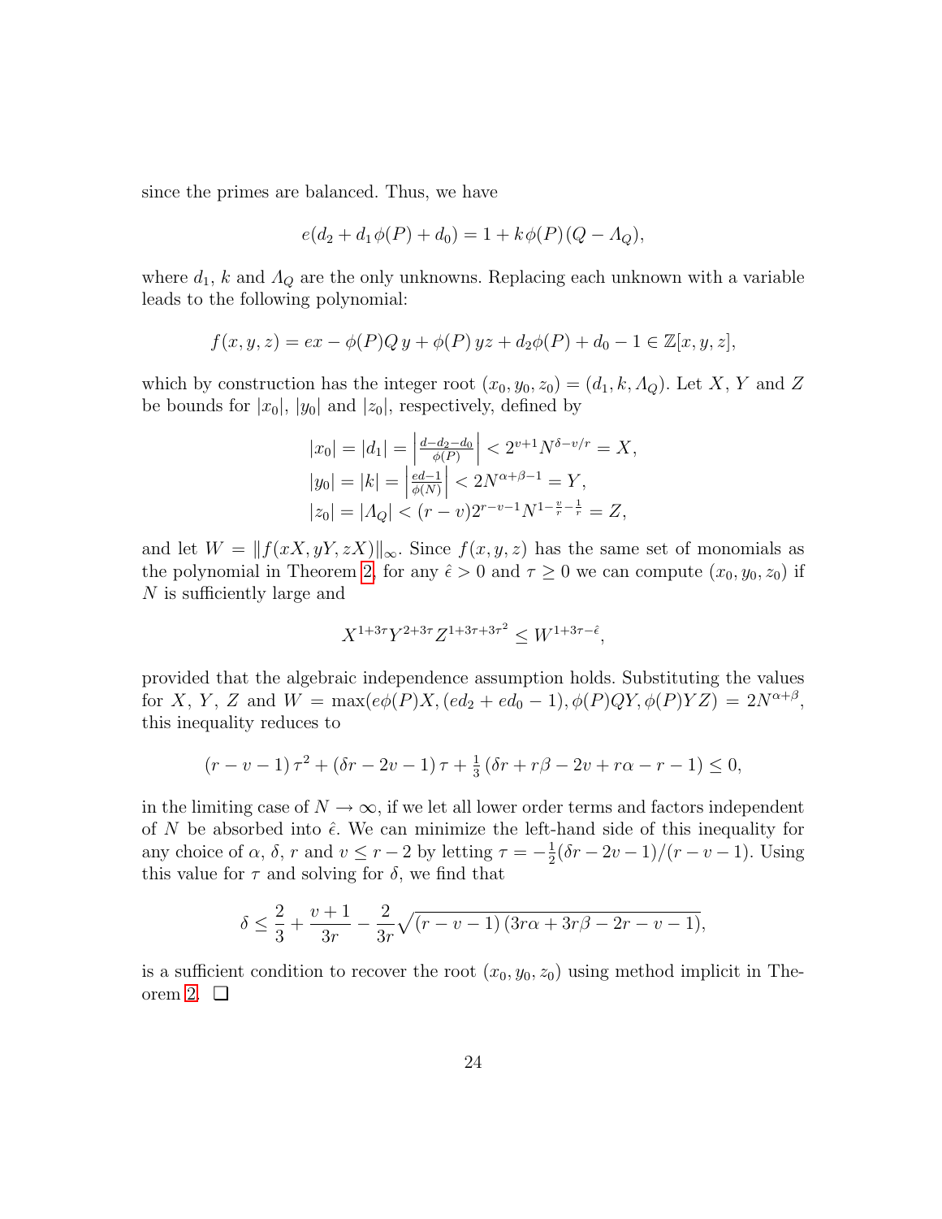since the primes are balanced. Thus, we have

$$e(d_2 + d_1\phi(P) + d_0) = 1 + k\phi(P)(Q - \varLambda_Q),$$

where $d_1$, $k$ and $\varLambda_Q$ are the only unknowns. Replacing each unknown with a variable leads to the following polynomial:

$$f(x,y,z) = ex - \phi(P)Q\,y + \phi(P)\,yz + d_2\phi(P) + d_0 - 1 \in \mathbb{Z}[x,y,z],$$

which by construction has the integer root $(x_0, y_0, z_0) = (d_1, k, \varLambda_Q)$. Let $X$, $Y$ and $Z$ be bounds for $|x_0|$, $|y_0|$ and $|z_0|$, respectively, defined by

$$\begin{aligned}
|x_0| &= |d_1| = \left|\tfrac{d-d_2-d_0}{\phi(P)}\right| < 2^{v+1}N^{\delta - v/r} = X,\\
|y_0| &= |k| = \left|\tfrac{ed-1}{\phi(N)}\right| < 2N^{\alpha+\beta-1} = Y,\\
|z_0| &= |\varLambda_Q| < (r-v)2^{r-v-1}N^{1-\frac{v}{r}-\frac{1}{r}} = Z,
\end{aligned}$$

and let $W = \|f(xX, yY, zX)\|_\infty$. Since $f(x,y,z)$ has the same set of monomials as the polynomial in Theorem 2, for any $\hat{\epsilon} > 0$ and $\tau \geq 0$ we can compute $(x_0, y_0, z_0)$ if $N$ is sufficiently large and

$$X^{1+3\tau}Y^{2+3\tau}Z^{1+3\tau+3\tau^2} \leq W^{1+3\tau-\hat{\epsilon}},$$

provided that the algebraic independence assumption holds. Substituting the values for $X$, $Y$, $Z$ and $W = \max(e\phi(P)X, (ed_2 + ed_0 - 1), \phi(P)QY, \phi(P)YZ) = 2N^{\alpha+\beta}$, this inequality reduces to

$$(r-v-1)\,\tau^2 + (\delta r - 2v - 1)\,\tau + \tfrac{1}{3}\,(\delta r + r\beta - 2v + r\alpha - r - 1) \leq 0,$$

in the limiting case of $N \to \infty$, if we let all lower order terms and factors independent of $N$ be absorbed into $\hat{\epsilon}$. We can minimize the left-hand side of this inequality for any choice of $\alpha$, $\delta$, $r$ and $v \leq r-2$ by letting $\tau = -\frac{1}{2}(\delta r - 2v - 1)/(r-v-1)$. Using this value for $\tau$ and solving for $\delta$, we find that

$$\delta \leq \frac{2}{3} + \frac{v+1}{3r} - \frac{2}{3r}\sqrt{(r-v-1)\,(3r\alpha + 3r\beta - 2r - v - 1)},$$

is a sufficient condition to recover the root $(x_0, y_0, z_0)$ using method implicit in Theorem 2. ❑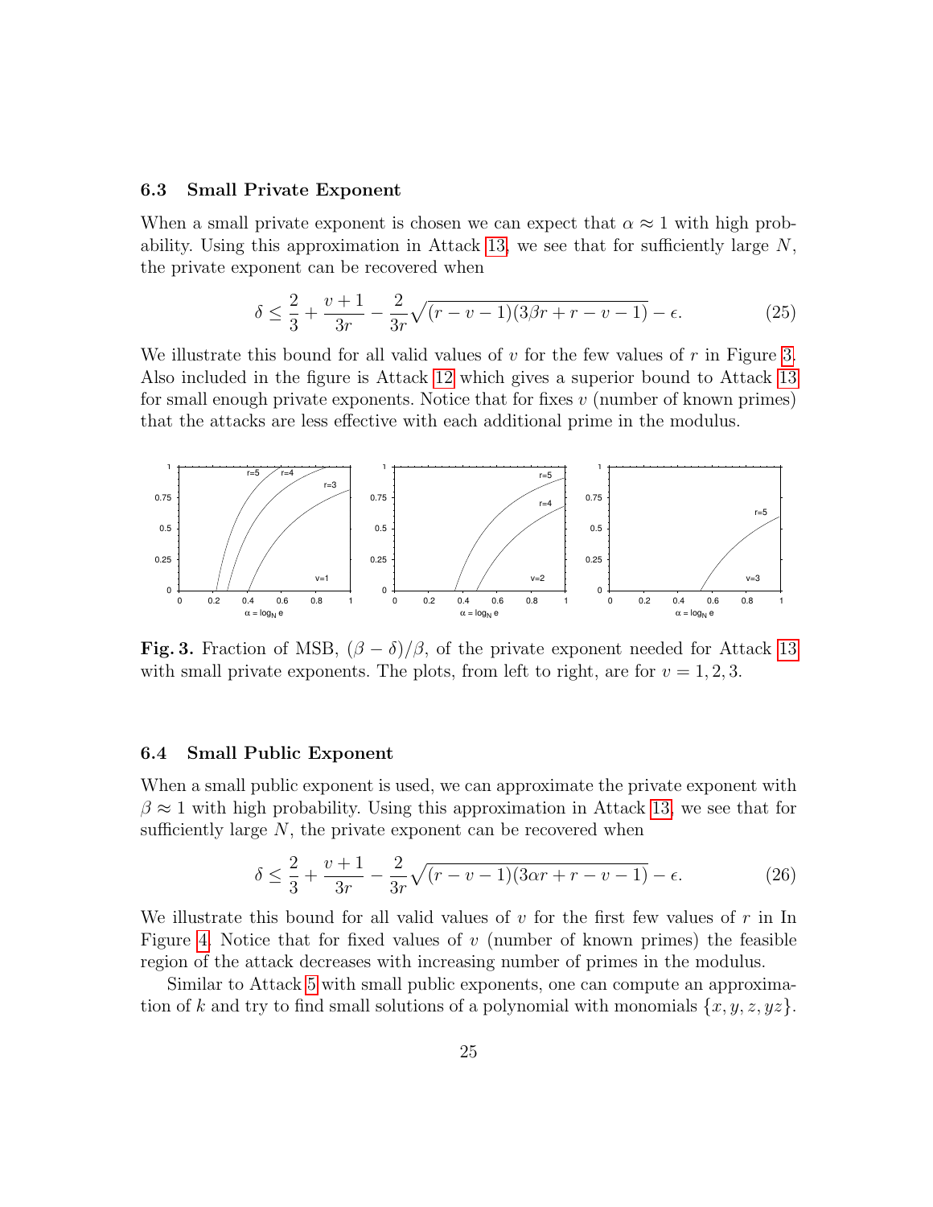### 6.3 Small Private Exponent

When a small private exponent is chosen we can expect that $\alpha \approx 1$ with high probability. Using this approximation in Attack 13, we see that for sufficiently large $N$, the private exponent can be recovered when

$$\delta \leq \frac{2}{3} + \frac{v+1}{3r} - \frac{2}{3r}\sqrt{(r-v-1)(3\beta r + r - v - 1)} - \epsilon. \tag{25}$$

We illustrate this bound for all valid values of $v$ for the few values of $r$ in Figure 3. Also included in the figure is Attack 12 which gives a superior bound to Attack 13 for small enough private exponents. Notice that for fixes $v$ (number of known primes) that the attacks are less effective with each additional prime in the modulus.

r=5
r=4
r=3
v=1
1
0.75
0.5
0.25
0
0
0.2
0.4
0.6
0.8
1
$\alpha = \log_N e$

r=5
r=4
v=2
1
0.75
0.5
0.25
0
0
0.2
0.4
0.6
0.8
1
$\alpha = \log_N e$

r=5
v=3
1
0.75
0.5
0.25
0
0
0.2
0.4
0.6
0.8
1
$\alpha = \log_N e$

**Fig. 3.** Fraction of MSB, $(\beta - \delta)/\beta$, of the private exponent needed for Attack 13 with small private exponents. The plots, from left to right, are for $v = 1, 2, 3$.

### 6.4 Small Public Exponent

When a small public exponent is used, we can approximate the private exponent with $\beta \approx 1$ with high probability. Using this approximation in Attack 13, we see that for sufficiently large $N$, the private exponent can be recovered when

$$\delta \leq \frac{2}{3} + \frac{v+1}{3r} - \frac{2}{3r}\sqrt{(r-v-1)(3\alpha r + r - v - 1)} - \epsilon. \tag{26}$$

We illustrate this bound for all valid values of $v$ for the first few values of $r$ in In Figure 4. Notice that for fixed values of $v$ (number of known primes) the feasible region of the attack decreases with increasing number of primes in the modulus.

Similar to Attack 5 with small public exponents, one can compute an approximation of $k$ and try to find small solutions of a polynomial with monomials $\{x, y, z, yz\}$.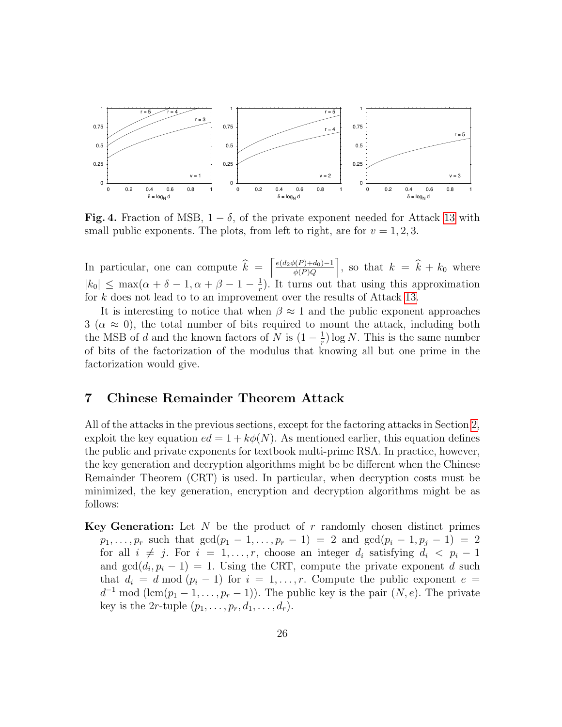1

0.75

0.5

0.25

0

0 0.2 0.4 0.6 0.8 1

$\delta = \log_N d$

r = 5 r = 4 r = 3

v = 1

1

0.75

0.5

0.25

0

0 0.2 0.4 0.6 0.8 1

$\delta = \log_N d$

r = 5

r = 4

v = 2

1

0.75

0.5

0.25

0

0 0.2 0.4 0.6 0.8 1

$\delta = \log_N d$

r = 5

v = 3

**Fig. 4.** Fraction of MSB, $1-\delta$, of the private exponent needed for Attack 13 with small public exponents. The plots, from left to right, are for $v = 1, 2, 3$.

In particular, one can compute $\widehat{k} = \left\lceil \frac{e(d_2\phi(P)+d_0)-1}{\phi(P)Q} \right\rceil$, so that $k = \widehat{k} + k_0$ where $|k_0| \leq \max(\alpha+\delta-1, \alpha+\beta-1-\frac{1}{r})$. It turns out that using this approximation for $k$ does not lead to to an improvement over the results of Attack 13.

It is interesting to notice that when $\beta \approx 1$ and the public exponent approaches 3 ($\alpha \approx 0$), the total number of bits required to mount the attack, including both the MSB of $d$ and the known factors of $N$ is $(1-\frac{1}{r})\log N$. This is the same number of bits of the factorization of the modulus that knowing all but one prime in the factorization would give.

## 7 Chinese Remainder Theorem Attack

All of the attacks in the previous sections, except for the factoring attacks in Section 2, exploit the key equation $ed = 1 + k\phi(N)$. As mentioned earlier, this equation defines the public and private exponents for textbook multi-prime RSA. In practice, however, the key generation and decryption algorithms might be be different when the Chinese Remainder Theorem (CRT) is used. In particular, when decryption costs must be minimized, the key generation, encryption and decryption algorithms might be as follows:

**Key Generation:** Let $N$ be the product of $r$ randomly chosen distinct primes $p_1, \ldots, p_r$ such that $\gcd(p_1-1, \ldots, p_r-1) = 2$ and $\gcd(p_i-1, p_j-1) = 2$ for all $i \neq j$. For $i = 1, \ldots, r$, choose an integer $d_i$ satisfying $d_i < p_i - 1$ and $\gcd(d_i, p_i-1) = 1$. Using the CRT, compute the private exponent $d$ such that $d_i = d \bmod (p_i-1)$ for $i = 1, \ldots, r$. Compute the public exponent $e = d^{-1} \bmod (\mathrm{lcm}(p_1-1, \ldots, p_r-1))$. The public key is the pair $(N, e)$. The private key is the $2r$-tuple $(p_1, \ldots, p_r, d_1, \ldots, d_r)$.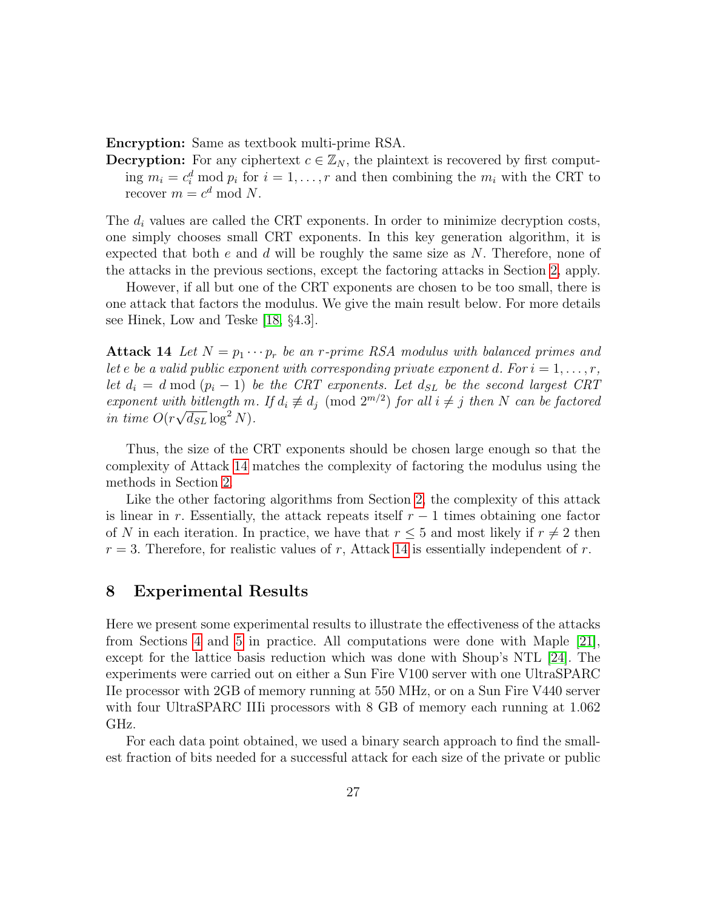**Encryption:** Same as textbook multi-prime RSA.

**Decryption:** For any ciphertext $c \in \mathbb{Z}_N$, the plaintext is recovered by first computing $m_i = c_i^d \bmod p_i$ for $i = 1, \ldots, r$ and then combining the $m_i$ with the CRT to recover $m = c^d \bmod N$.

The $d_i$ values are called the CRT exponents. In order to minimize decryption costs, one simply chooses small CRT exponents. In this key generation algorithm, it is expected that both $e$ and $d$ will be roughly the same size as $N$. Therefore, none of the attacks in the previous sections, except the factoring attacks in Section 2, apply.

However, if all but one of the CRT exponents are chosen to be too small, there is one attack that factors the modulus. We give the main result below. For more details see Hinek, Low and Teske [18, §4.3].

**Attack 14** *Let $N = p_1 \cdots p_r$ be an $r$-prime RSA modulus with balanced primes and let $e$ be a valid public exponent with corresponding private exponent $d$. For $i = 1, \ldots, r$, let $d_i = d \bmod (p_i - 1)$ be the CRT exponents. Let $d_{SL}$ be the second largest CRT exponent with bitlength $m$. If $d_i \not\equiv d_j \pmod{2^{m/2}}$ for all $i \neq j$ then $N$ can be factored in time $O(r\sqrt{d_{SL}}\log^2 N)$.*

Thus, the size of the CRT exponents should be chosen large enough so that the complexity of Attack 14 matches the complexity of factoring the modulus using the methods in Section 2.

Like the other factoring algorithms from Section 2, the complexity of this attack is linear in $r$. Essentially, the attack repeats itself $r - 1$ times obtaining one factor of $N$ in each iteration. In practice, we have that $r \leq 5$ and most likely if $r \neq 2$ then $r = 3$. Therefore, for realistic values of $r$, Attack 14 is essentially independent of $r$.

## 8 Experimental Results

Here we present some experimental results to illustrate the effectiveness of the attacks from Sections 4 and 5 in practice. All computations were done with Maple [21], except for the lattice basis reduction which was done with Shoup's NTL [24]. The experiments were carried out on either a Sun Fire V100 server with one UltraSPARC IIe processor with 2GB of memory running at 550 MHz, or on a Sun Fire V440 server with four UltraSPARC IIIi processors with 8 GB of memory each running at 1.062 GHz.

For each data point obtained, we used a binary search approach to find the smallest fraction of bits needed for a successful attack for each size of the private or public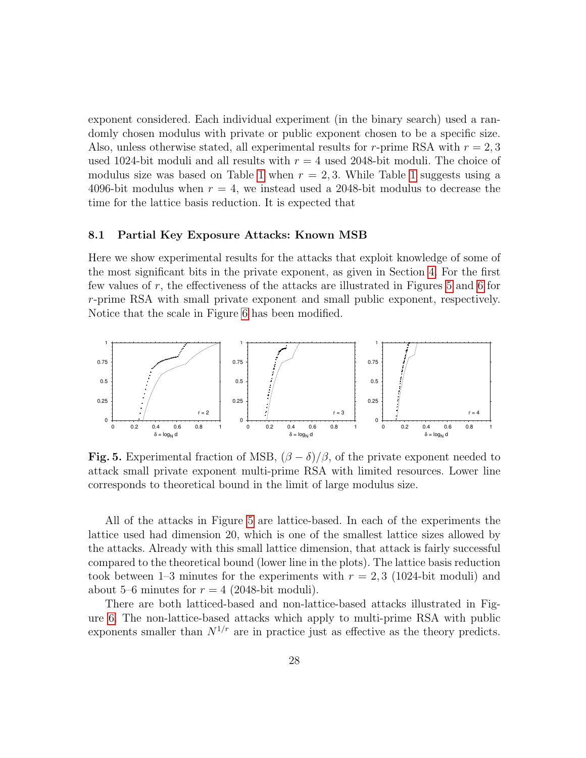exponent considered. Each individual experiment (in the binary search) used a randomly chosen modulus with private or public exponent chosen to be a specific size. Also, unless otherwise stated, all experimental results for $r$-prime RSA with $r = 2, 3$ used 1024-bit moduli and all results with $r = 4$ used 2048-bit moduli. The choice of modulus size was based on Table 1 when $r = 2, 3$. While Table 1 suggests using a 4096-bit modulus when $r = 4$, we instead used a 2048-bit modulus to decrease the time for the lattice basis reduction. It is expected that

### 8.1 Partial Key Exposure Attacks: Known MSB

Here we show experimental results for the attacks that exploit knowledge of some of the most significant bits in the private exponent, as given in Section 4. For the first few values of $r$, the effectiveness of the attacks are illustrated in Figures 5 and 6 for $r$-prime RSA with small private exponent and small public exponent, respectively. Notice that the scale in Figure 6 has been modified.

1
0.75
0.5
0.25
0
0 0.2 0.4 0.6 0.8 1
$\delta = \log_N d$
r = 2

1
0.75
0.5
0.25
0
0 0.2 0.4 0.6 0.8 1
$\delta = \log_N d$
r = 3

1
0.75
0.5
0.25
0
0 0.2 0.4 0.6 0.8 1
$\delta = \log_N d$
r = 4

**Fig. 5.** Experimental fraction of MSB, $(\beta - \delta)/\beta$, of the private exponent needed to attack small private exponent multi-prime RSA with limited resources. Lower line corresponds to theoretical bound in the limit of large modulus size.

All of the attacks in Figure 5 are lattice-based. In each of the experiments the lattice used had dimension 20, which is one of the smallest lattice sizes allowed by the attacks. Already with this small lattice dimension, that attack is fairly successful compared to the theoretical bound (lower line in the plots). The lattice basis reduction took between 1–3 minutes for the experiments with $r = 2, 3$ (1024-bit moduli) and about 5–6 minutes for $r = 4$ (2048-bit moduli).

There are both latticed-based and non-lattice-based attacks illustrated in Figure 6. The non-lattice-based attacks which apply to multi-prime RSA with public exponents smaller than $N^{1/r}$ are in practice just as effective as the theory predicts.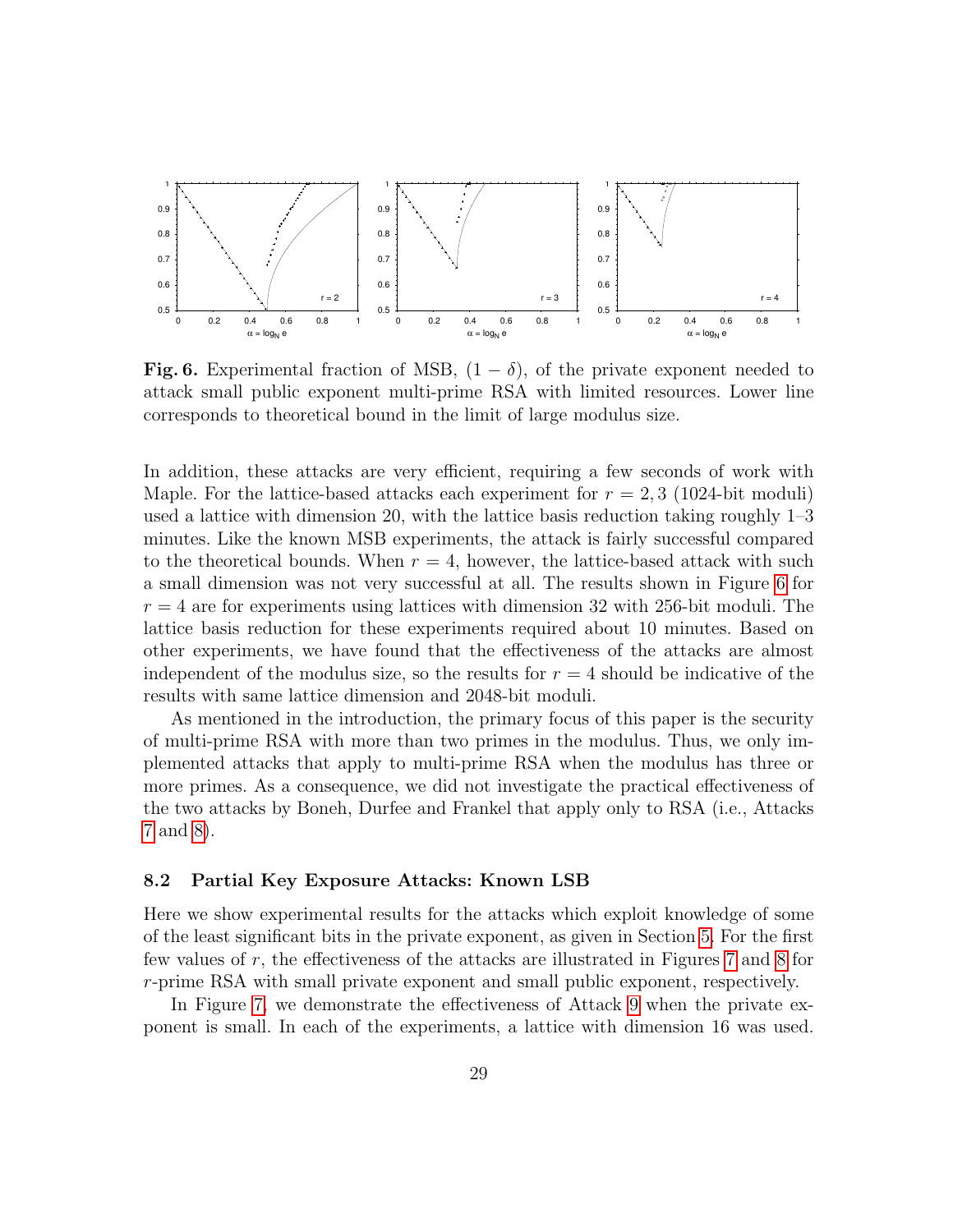1
0.9
0.8
0.7
0.6
0.5
0
0.2
0.4
0.6
0.8
1
$\alpha = \log_N e$
r = 2

1
0.9
0.8
0.7
0.6
0.5
0
0.2
0.4
0.6
0.8
1
$\alpha = \log_N e$
r = 3

1
0.9
0.8
0.7
0.6
0.5
0
0.2
0.4
0.6
0.8
1
$\alpha = \log_N e$
r = 4

**Fig. 6.** Experimental fraction of MSB, $(1 - \delta)$, of the private exponent needed to attack small public exponent multi-prime RSA with limited resources. Lower line corresponds to theoretical bound in the limit of large modulus size.

In addition, these attacks are very efficient, requiring a few seconds of work with Maple. For the lattice-based attacks each experiment for $r = 2, 3$ (1024-bit moduli) used a lattice with dimension 20, with the lattice basis reduction taking roughly 1–3 minutes. Like the known MSB experiments, the attack is fairly successful compared to the theoretical bounds. When $r = 4$, however, the lattice-based attack with such a small dimension was not very successful at all. The results shown in Figure 6 for $r = 4$ are for experiments using lattices with dimension 32 with 256-bit moduli. The lattice basis reduction for these experiments required about 10 minutes. Based on other experiments, we have found that the effectiveness of the attacks are almost independent of the modulus size, so the results for $r = 4$ should be indicative of the results with same lattice dimension and 2048-bit moduli.

As mentioned in the introduction, the primary focus of this paper is the security of multi-prime RSA with more than two primes in the modulus. Thus, we only implemented attacks that apply to multi-prime RSA when the modulus has three or more primes. As a consequence, we did not investigate the practical effectiveness of the two attacks by Boneh, Durfee and Frankel that apply only to RSA (i.e., Attacks 7 and 8).

### 8.2 Partial Key Exposure Attacks: Known LSB

Here we show experimental results for the attacks which exploit knowledge of some of the least significant bits in the private exponent, as given in Section 5. For the first few values of $r$, the effectiveness of the attacks are illustrated in Figures 7 and 8 for $r$-prime RSA with small private exponent and small public exponent, respectively.

In Figure 7, we demonstrate the effectiveness of Attack 9 when the private exponent is small. In each of the experiments, a lattice with dimension 16 was used.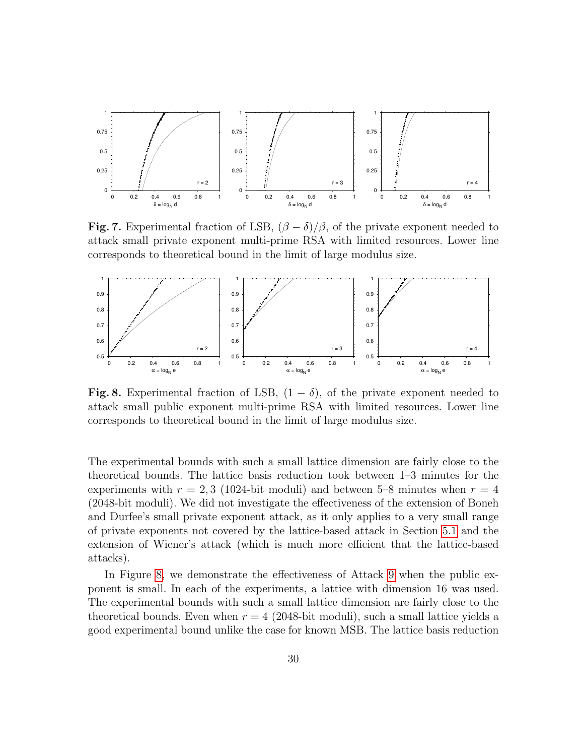1

0.75

0.5

0.25

0

0 0.2 0.4 0.6 0.8 1

δ = log_N d

r = 2

1

0.75

0.5

0.25

0

0 0.2 0.4 0.6 0.8 1

δ = log_N d

r = 3

1

0.75

0.5

0.25

0

0 0.2 0.4 0.6 0.8 1

δ = log_N d

r = 4

**Fig. 7.** Experimental fraction of LSB, $(\beta - \delta)/\beta$, of the private exponent needed to attack small private exponent multi-prime RSA with limited resources. Lower line corresponds to theoretical bound in the limit of large modulus size.

1

0.9

0.8

0.7

0.6

0.5

0 0.2 0.4 0.6 0.8 1

α = log_N e

r = 2

1

0.9

0.8

0.7

0.6

0.5

0 0.2 0.4 0.6 0.8 1

α = log_N e

r = 3

1

0.9

0.8

0.7

0.6

0.5

0 0.2 0.4 0.6 0.8 1

α = log_N e

r = 4

**Fig. 8.** Experimental fraction of LSB, $(1 - \delta)$, of the private exponent needed to attack small public exponent multi-prime RSA with limited resources. Lower line corresponds to theoretical bound in the limit of large modulus size.

The experimental bounds with such a small lattice dimension are fairly close to the theoretical bounds. The lattice basis reduction took between 1–3 minutes for the experiments with $r = 2, 3$ (1024-bit moduli) and between 5–8 minutes when $r = 4$ (2048-bit moduli). We did not investigate the effectiveness of the extension of Boneh and Durfee's small private exponent attack, as it only applies to a very small range of private exponents not covered by the lattice-based attack in Section 5.1 and the extension of Wiener's attack (which is much more efficient that the lattice-based attacks).

In Figure 8, we demonstrate the effectiveness of Attack 9 when the public exponent is small. In each of the experiments, a lattice with dimension 16 was used. The experimental bounds with such a small lattice dimension are fairly close to the theoretical bounds. Even when $r = 4$ (2048-bit moduli), such a small lattice yields a good experimental bound unlike the case for known MSB. The lattice basis reduction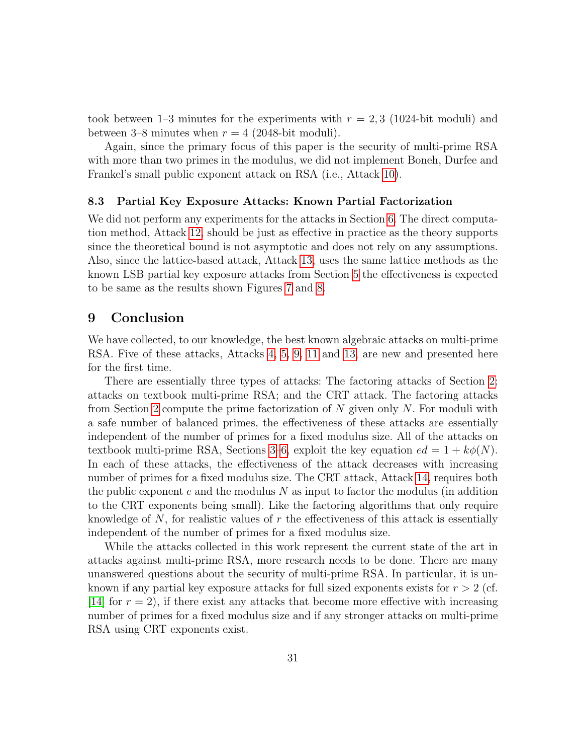took between 1–3 minutes for the experiments with $r = 2, 3$ (1024-bit moduli) and between 3–8 minutes when $r = 4$ (2048-bit moduli).

Again, since the primary focus of this paper is the security of multi-prime RSA with more than two primes in the modulus, we did not implement Boneh, Durfee and Frankel's small public exponent attack on RSA (i.e., Attack 10).

### 8.3 Partial Key Exposure Attacks: Known Partial Factorization

We did not perform any experiments for the attacks in Section 6. The direct computation method, Attack 12, should be just as effective in practice as the theory supports since the theoretical bound is not asymptotic and does not rely on any assumptions. Also, since the lattice-based attack, Attack 13, uses the same lattice methods as the known LSB partial key exposure attacks from Section 5 the effectiveness is expected to be same as the results shown Figures 7 and 8.

## 9 Conclusion

We have collected, to our knowledge, the best known algebraic attacks on multi-prime RSA. Five of these attacks, Attacks 4, 5, 9, 11 and 13, are new and presented here for the first time.

There are essentially three types of attacks: The factoring attacks of Section 2; attacks on textbook multi-prime RSA; and the CRT attack. The factoring attacks from Section 2 compute the prime factorization of $N$ given only $N$. For moduli with a safe number of balanced primes, the effectiveness of these attacks are essentially independent of the number of primes for a fixed modulus size. All of the attacks on textbook multi-prime RSA, Sections 3–6, exploit the key equation $ed = 1 + k\phi(N)$. In each of these attacks, the effectiveness of the attack decreases with increasing number of primes for a fixed modulus size. The CRT attack, Attack 14, requires both the public exponent $e$ and the modulus $N$ as input to factor the modulus (in addition to the CRT exponents being small). Like the factoring algorithms that only require knowledge of $N$, for realistic values of $r$ the effectiveness of this attack is essentially independent of the number of primes for a fixed modulus size.

While the attacks collected in this work represent the current state of the art in attacks against multi-prime RSA, more research needs to be done. There are many unanswered questions about the security of multi-prime RSA. In particular, it is unknown if any partial key exposure attacks for full sized exponents exists for $r > 2$ (cf. [14] for $r = 2$), if there exist any attacks that become more effective with increasing number of primes for a fixed modulus size and if any stronger attacks on multi-prime RSA using CRT exponents exist.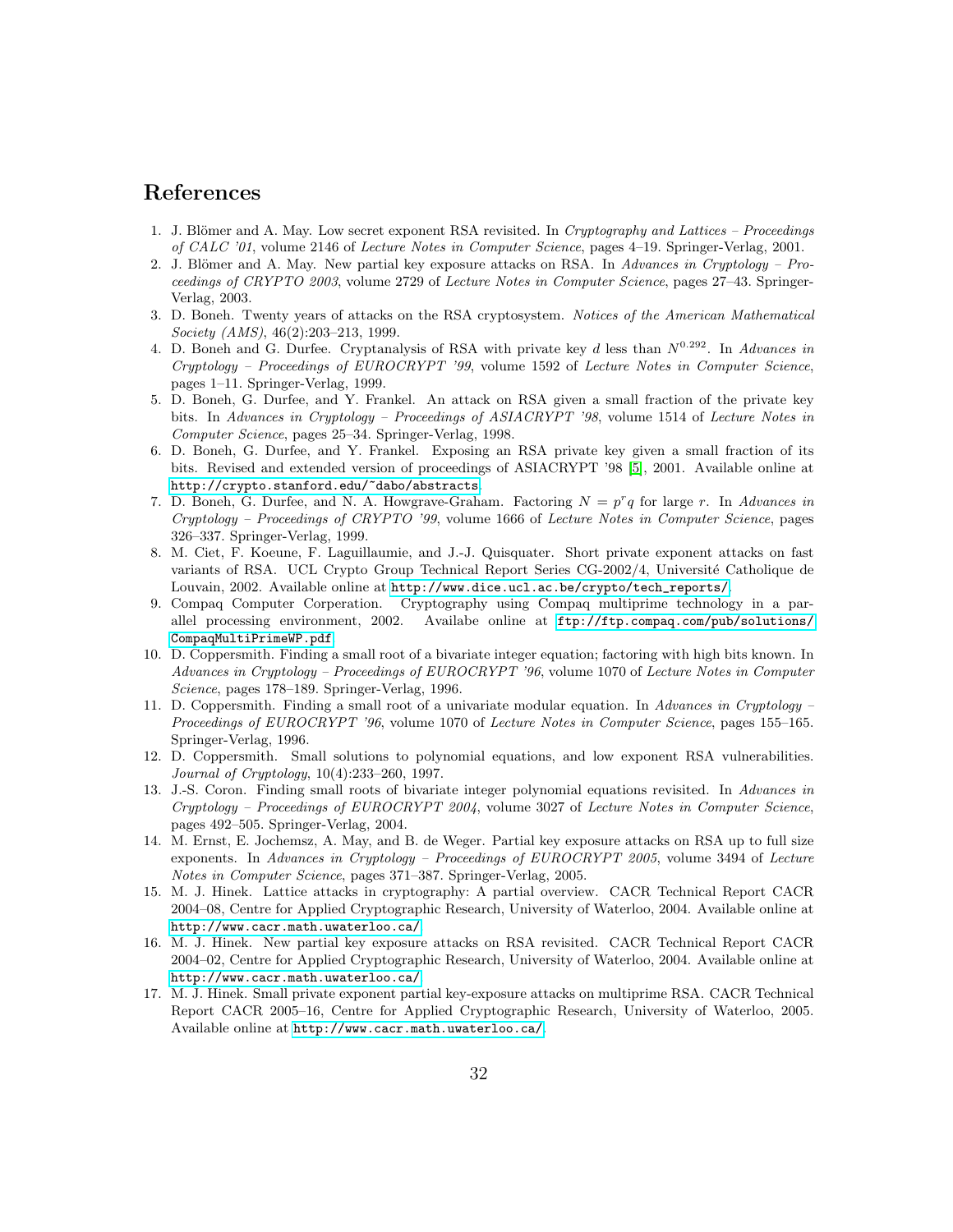# References

1. J. Blömer and A. May. Low secret exponent RSA revisited. In *Cryptography and Lattices – Proceedings of CALC '01*, volume 2146 of *Lecture Notes in Computer Science*, pages 4–19. Springer-Verlag, 2001.
2. J. Blömer and A. May. New partial key exposure attacks on RSA. In *Advances in Cryptology – Proceedings of CRYPTO 2003*, volume 2729 of *Lecture Notes in Computer Science*, pages 27–43. Springer-Verlag, 2003.
3. D. Boneh. Twenty years of attacks on the RSA cryptosystem. *Notices of the American Mathematical Society (AMS)*, 46(2):203–213, 1999.
4. D. Boneh and G. Durfee. Cryptanalysis of RSA with private key $d$ less than $N^{0.292}$. In *Advances in Cryptology – Proceedings of EUROCRYPT '99*, volume 1592 of *Lecture Notes in Computer Science*, pages 1–11. Springer-Verlag, 1999.
5. D. Boneh, G. Durfee, and Y. Frankel. An attack on RSA given a small fraction of the private key bits. In *Advances in Cryptology – Proceedings of ASIACRYPT '98*, volume 1514 of *Lecture Notes in Computer Science*, pages 25–34. Springer-Verlag, 1998.
6. D. Boneh, G. Durfee, and Y. Frankel. Exposing an RSA private key given a small fraction of its bits. Revised and extended version of proceedings of ASIACRYPT '98 [5], 2001. Available online at `http://crypto.stanford.edu/~dabo/abstracts`.
7. D. Boneh, G. Durfee, and N. A. Howgrave-Graham. Factoring $N = p^r q$ for large $r$. In *Advances in Cryptology – Proceedings of CRYPTO '99*, volume 1666 of *Lecture Notes in Computer Science*, pages 326–337. Springer-Verlag, 1999.
8. M. Ciet, F. Koeune, F. Laguillaumie, and J.-J. Quisquater. Short private exponent attacks on fast variants of RSA. UCL Crypto Group Technical Report Series CG-2002/4, Université Catholique de Louvain, 2002. Available online at `http://www.dice.ucl.ac.be/crypto/tech_reports/`.
9. Compaq Computer Corperation. Cryptography using Compaq multiprime technology in a parallel processing environment, 2002. Availabe online at `ftp://ftp.compaq.com/pub/solutions/CompaqMultiPrimeWP.pdf`.
10. D. Coppersmith. Finding a small root of a bivariate integer equation; factoring with high bits known. In *Advances in Cryptology – Proceedings of EUROCRYPT '96*, volume 1070 of *Lecture Notes in Computer Science*, pages 178–189. Springer-Verlag, 1996.
11. D. Coppersmith. Finding a small root of a univariate modular equation. In *Advances in Cryptology – Proceedings of EUROCRYPT '96*, volume 1070 of *Lecture Notes in Computer Science*, pages 155–165. Springer-Verlag, 1996.
12. D. Coppersmith. Small solutions to polynomial equations, and low exponent RSA vulnerabilities. *Journal of Cryptology*, 10(4):233–260, 1997.
13. J.-S. Coron. Finding small roots of bivariate integer polynomial equations revisited. In *Advances in Cryptology – Proceedings of EUROCRYPT 2004*, volume 3027 of *Lecture Notes in Computer Science*, pages 492–505. Springer-Verlag, 2004.
14. M. Ernst, E. Jochemsz, A. May, and B. de Weger. Partial key exposure attacks on RSA up to full size exponents. In *Advances in Cryptology – Proceedings of EUROCRYPT 2005*, volume 3494 of *Lecture Notes in Computer Science*, pages 371–387. Springer-Verlag, 2005.
15. M. J. Hinek. Lattice attacks in cryptography: A partial overview. CACR Technical Report CACR 2004–08, Centre for Applied Cryptographic Research, University of Waterloo, 2004. Available online at `http://www.cacr.math.uwaterloo.ca/`.
16. M. J. Hinek. New partial key exposure attacks on RSA revisited. CACR Technical Report CACR 2004–02, Centre for Applied Cryptographic Research, University of Waterloo, 2004. Available online at `http://www.cacr.math.uwaterloo.ca/`.
17. M. J. Hinek. Small private exponent partial key-exposure attacks on multiprime RSA. CACR Technical Report CACR 2005–16, Centre for Applied Cryptographic Research, University of Waterloo, 2005. Available online at `http://www.cacr.math.uwaterloo.ca/`.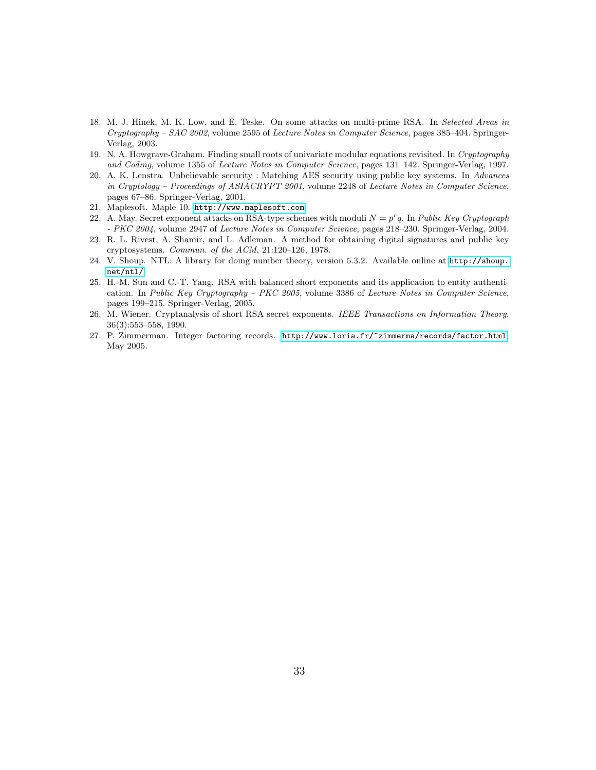18. M. J. Hinek, M. K. Low, and E. Teske. On some attacks on multi-prime RSA. In *Selected Areas in Cryptography – SAC 2002*, volume 2595 of *Lecture Notes in Computer Science*, pages 385–404. Springer-Verlag, 2003.
19. N. A. Howgrave-Graham. Finding small roots of univariate modular equations revisited. In *Cryptography and Coding*, volume 1355 of *Lecture Notes in Computer Science*, pages 131–142. Springer-Verlag, 1997.
20. A. K. Lenstra. Unbelievable security : Matching AES security using public key systems. In *Advances in Cryptology – Proceedings of ASIACRYPT 2001*, volume 2248 of *Lecture Notes in Computer Science*, pages 67–86. Springer-Verlag, 2001.
21. Maplesoft. Maple 10. http://www.maplesoft.com
22. A. May. Secret exponent attacks on RSA-type schemes with moduli $N = p^r q$. In *Public Key Cryptograph - PKC 2004*, volume 2947 of *Lecture Notes in Computer Science*, pages 218–230. Springer-Verlag, 2004.
23. R. L. Rivest, A. Shamir, and L. Adleman. A method for obtaining digital signatures and public key cryptosystems. *Commun. of the ACM*, 21:120–126, 1978.
24. V. Shoup. NTL: A library for doing number theory, version 5.3.2. Available online at http://shoup.net/ntl/.
25. H.-M. Sun and C.-T. Yang. RSA with balanced short exponents and its application to entity authentication. In *Public Key Cryptography – PKC 2005*, volume 3386 of *Lecture Notes in Computer Science*, pages 199–215. Springer-Verlag, 2005.
26. M. Wiener. Cryptanalysis of short RSA secret exponents. *IEEE Transactions on Information Theory*, 36(3):553–558, 1990.
27. P. Zimmerman. Integer factoring records. http://www.loria.fr/~zimmerma/records/factor.html May 2005.